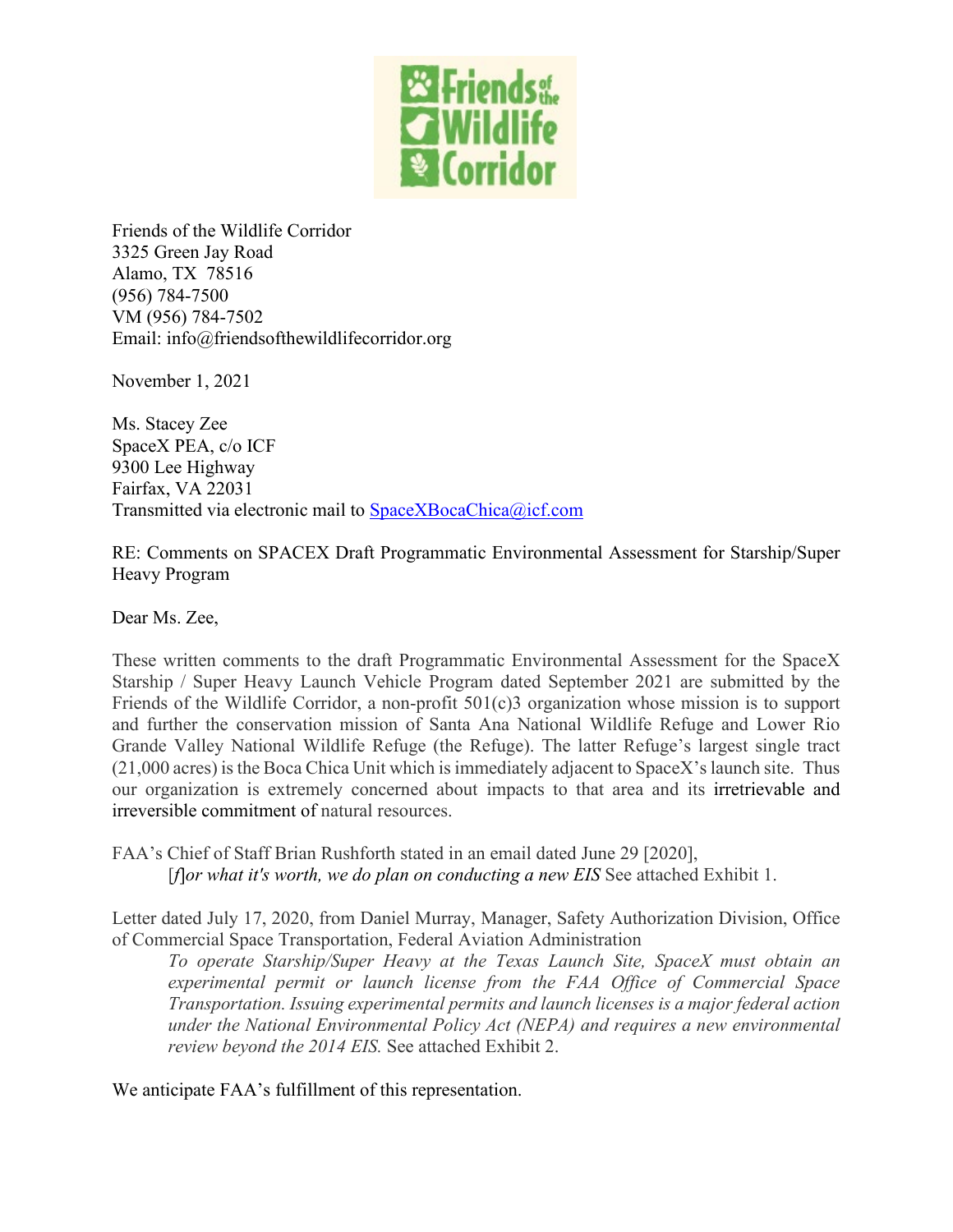Friends of the Wildlife Corridor
3325 Green Jay Road
Alamo, TX 78516
(956) 784-7500
VM (956) 784-7502
Email: info@friendsofthewildlifecorridor.org

November 1, 2021

Ms. Stacey Zee
SpaceX PEA, c/o ICF
9300 Lee Highway
Fairfax, VA 22031
Transmitted via electronic mail to SpaceXBocaChica@icf.com

RE: Comments on SPACEX Draft Programmatic Environmental Assessment for Starship/Super Heavy Program

Dear Ms. Zee,

These written comments to the draft Programmatic Environmental Assessment for the SpaceX Starship / Super Heavy Launch Vehicle Program dated September 2021 are submitted by the Friends of the Wildlife Corridor, a non-profit 501(c)3 organization whose mission is to support and further the conservation mission of Santa Ana National Wildlife Refuge and Lower Rio Grande Valley National Wildlife Refuge (the Refuge). The latter Refuge's largest single tract (21,000 acres) is the Boca Chica Unit which is immediately adjacent to SpaceX's launch site. Thus our organization is extremely concerned about impacts to that area and its irretrievable and irreversible commitment of natural resources.

FAA's Chief of Staff Brian Rushforth stated in an email dated June 29 [2020],

> [*f*]*or what it's worth, we do plan on conducting a new EIS* See attached Exhibit 1.

Letter dated July 17, 2020, from Daniel Murray, Manager, Safety Authorization Division, Office of Commercial Space Transportation, Federal Aviation Administration

> *To operate Starship/Super Heavy at the Texas Launch Site, SpaceX must obtain an experimental permit or launch license from the FAA Office of Commercial Space Transportation. Issuing experimental permits and launch licenses is a major federal action under the National Environmental Policy Act (NEPA) and requires a new environmental review beyond the 2014 EIS.* See attached Exhibit 2.

We anticipate FAA's fulfillment of this representation.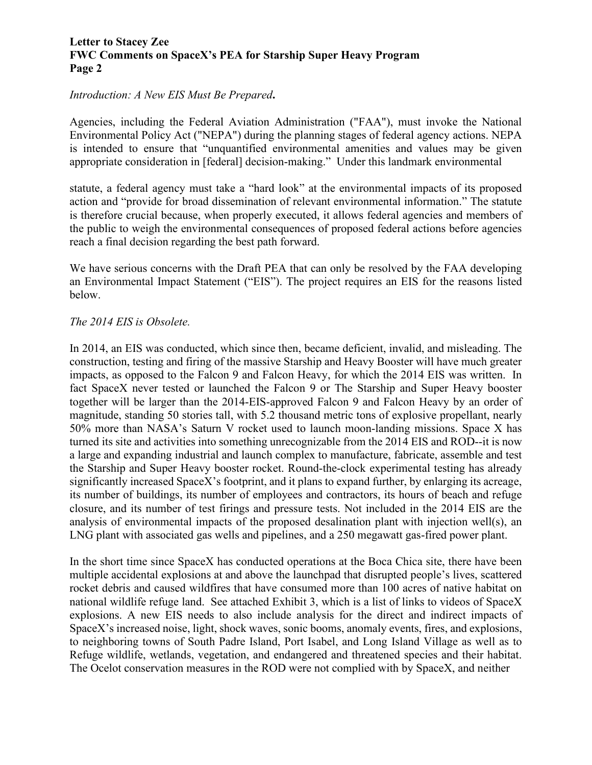*Introduction: A New EIS Must Be Prepared***.**

Agencies, including the Federal Aviation Administration ("FAA"), must invoke the National Environmental Policy Act ("NEPA") during the planning stages of federal agency actions. NEPA is intended to ensure that "unquantified environmental amenities and values may be given appropriate consideration in [federal] decision-making." Under this landmark environmental statute, a federal agency must take a "hard look" at the environmental impacts of its proposed action and "provide for broad dissemination of relevant environmental information." The statute is therefore crucial because, when properly executed, it allows federal agencies and members of the public to weigh the environmental consequences of proposed federal actions before agencies reach a final decision regarding the best path forward.

We have serious concerns with the Draft PEA that can only be resolved by the FAA developing an Environmental Impact Statement ("EIS"). The project requires an EIS for the reasons listed below.

*The 2014 EIS is Obsolete.*

In 2014, an EIS was conducted, which since then, became deficient, invalid, and misleading. The construction, testing and firing of the massive Starship and Heavy Booster will have much greater impacts, as opposed to the Falcon 9 and Falcon Heavy, for which the 2014 EIS was written. In fact SpaceX never tested or launched the Falcon 9 or The Starship and Super Heavy booster together will be larger than the 2014-EIS-approved Falcon 9 and Falcon Heavy by an order of magnitude, standing 50 stories tall, with 5.2 thousand metric tons of explosive propellant, nearly 50% more than NASA's Saturn V rocket used to launch moon-landing missions. Space X has turned its site and activities into something unrecognizable from the 2014 EIS and ROD--it is now a large and expanding industrial and launch complex to manufacture, fabricate, assemble and test the Starship and Super Heavy booster rocket. Round-the-clock experimental testing has already significantly increased SpaceX's footprint, and it plans to expand further, by enlarging its acreage, its number of buildings, its number of employees and contractors, its hours of beach and refuge closure, and its number of test firings and pressure tests. Not included in the 2014 EIS are the analysis of environmental impacts of the proposed desalination plant with injection well(s), an LNG plant with associated gas wells and pipelines, and a 250 megawatt gas-fired power plant.

In the short time since SpaceX has conducted operations at the Boca Chica site, there have been multiple accidental explosions at and above the launchpad that disrupted people's lives, scattered rocket debris and caused wildfires that have consumed more than 100 acres of native habitat on national wildlife refuge land. See attached Exhibit 3, which is a list of links to videos of SpaceX explosions. A new EIS needs to also include analysis for the direct and indirect impacts of SpaceX's increased noise, light, shock waves, sonic booms, anomaly events, fires, and explosions, to neighboring towns of South Padre Island, Port Isabel, and Long Island Village as well as to Refuge wildlife, wetlands, vegetation, and endangered and threatened species and their habitat. The Ocelot conservation measures in the ROD were not complied with by SpaceX, and neither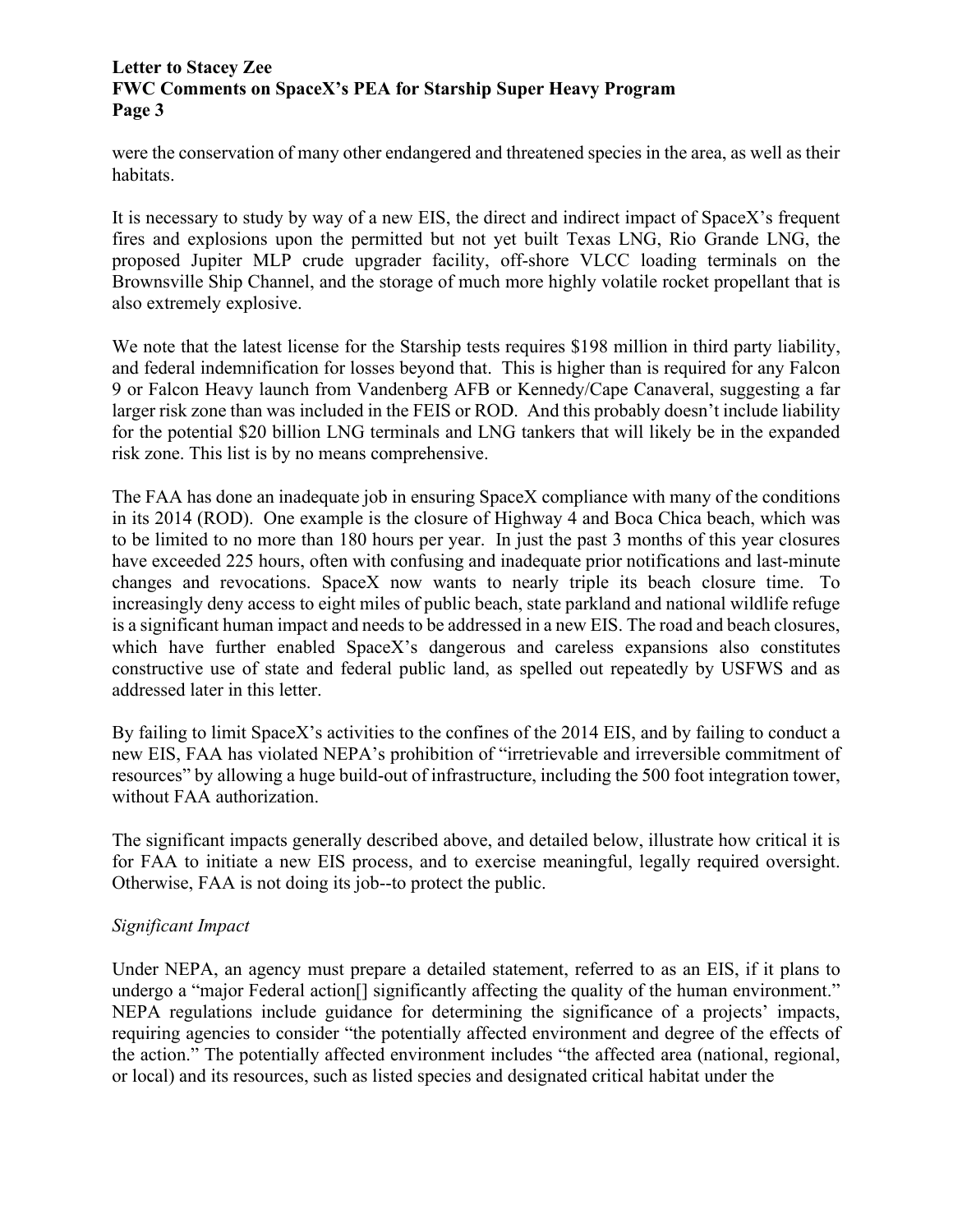were the conservation of many other endangered and threatened species in the area, as well as their habitats.

It is necessary to study by way of a new EIS, the direct and indirect impact of SpaceX's frequent fires and explosions upon the permitted but not yet built Texas LNG, Rio Grande LNG, the proposed Jupiter MLP crude upgrader facility, off-shore VLCC loading terminals on the Brownsville Ship Channel, and the storage of much more highly volatile rocket propellant that is also extremely explosive.

We note that the latest license for the Starship tests requires $198 million in third party liability, and federal indemnification for losses beyond that. This is higher than is required for any Falcon 9 or Falcon Heavy launch from Vandenberg AFB or Kennedy/Cape Canaveral, suggesting a far larger risk zone than was included in the FEIS or ROD. And this probably doesn't include liability for the potential $20 billion LNG terminals and LNG tankers that will likely be in the expanded risk zone. This list is by no means comprehensive.

The FAA has done an inadequate job in ensuring SpaceX compliance with many of the conditions in its 2014 (ROD). One example is the closure of Highway 4 and Boca Chica beach, which was to be limited to no more than 180 hours per year. In just the past 3 months of this year closures have exceeded 225 hours, often with confusing and inadequate prior notifications and last-minute changes and revocations. SpaceX now wants to nearly triple its beach closure time. To increasingly deny access to eight miles of public beach, state parkland and national wildlife refuge is a significant human impact and needs to be addressed in a new EIS. The road and beach closures, which have further enabled SpaceX's dangerous and careless expansions also constitutes constructive use of state and federal public land, as spelled out repeatedly by USFWS and as addressed later in this letter.

By failing to limit SpaceX's activities to the confines of the 2014 EIS, and by failing to conduct a new EIS, FAA has violated NEPA's prohibition of "irretrievable and irreversible commitment of resources" by allowing a huge build-out of infrastructure, including the 500 foot integration tower, without FAA authorization.

The significant impacts generally described above, and detailed below, illustrate how critical it is for FAA to initiate a new EIS process, and to exercise meaningful, legally required oversight. Otherwise, FAA is not doing its job--to protect the public.

*Significant Impact*

Under NEPA, an agency must prepare a detailed statement, referred to as an EIS, if it plans to undergo a "major Federal action[] significantly affecting the quality of the human environment." NEPA regulations include guidance for determining the significance of a projects' impacts, requiring agencies to consider "the potentially affected environment and degree of the effects of the action." The potentially affected environment includes "the affected area (national, regional, or local) and its resources, such as listed species and designated critical habitat under the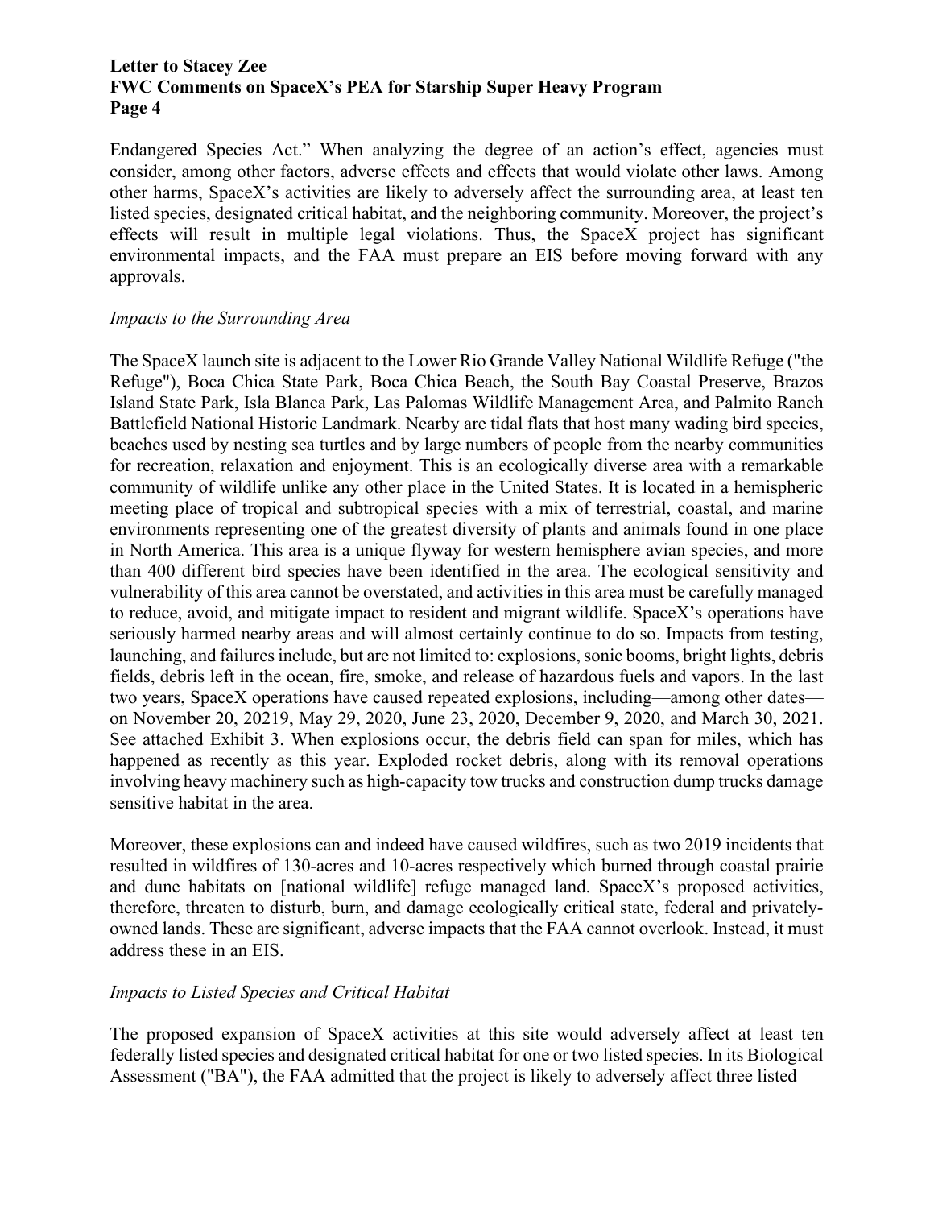Endangered Species Act." When analyzing the degree of an action's effect, agencies must consider, among other factors, adverse effects and effects that would violate other laws. Among other harms, SpaceX's activities are likely to adversely affect the surrounding area, at least ten listed species, designated critical habitat, and the neighboring community. Moreover, the project's effects will result in multiple legal violations. Thus, the SpaceX project has significant environmental impacts, and the FAA must prepare an EIS before moving forward with any approvals.

*Impacts to the Surrounding Area*

The SpaceX launch site is adjacent to the Lower Rio Grande Valley National Wildlife Refuge ("the Refuge"), Boca Chica State Park, Boca Chica Beach, the South Bay Coastal Preserve, Brazos Island State Park, Isla Blanca Park, Las Palomas Wildlife Management Area, and Palmito Ranch Battlefield National Historic Landmark. Nearby are tidal flats that host many wading bird species, beaches used by nesting sea turtles and by large numbers of people from the nearby communities for recreation, relaxation and enjoyment. This is an ecologically diverse area with a remarkable community of wildlife unlike any other place in the United States. It is located in a hemispheric meeting place of tropical and subtropical species with a mix of terrestrial, coastal, and marine environments representing one of the greatest diversity of plants and animals found in one place in North America. This area is a unique flyway for western hemisphere avian species, and more than 400 different bird species have been identified in the area. The ecological sensitivity and vulnerability of this area cannot be overstated, and activities in this area must be carefully managed to reduce, avoid, and mitigate impact to resident and migrant wildlife. SpaceX's operations have seriously harmed nearby areas and will almost certainly continue to do so. Impacts from testing, launching, and failures include, but are not limited to: explosions, sonic booms, bright lights, debris fields, debris left in the ocean, fire, smoke, and release of hazardous fuels and vapors. In the last two years, SpaceX operations have caused repeated explosions, including—among other dates—on November 20, 20219, May 29, 2020, June 23, 2020, December 9, 2020, and March 30, 2021. See attached Exhibit 3. When explosions occur, the debris field can span for miles, which has happened as recently as this year. Exploded rocket debris, along with its removal operations involving heavy machinery such as high-capacity tow trucks and construction dump trucks damage sensitive habitat in the area.

Moreover, these explosions can and indeed have caused wildfires, such as two 2019 incidents that resulted in wildfires of 130-acres and 10-acres respectively which burned through coastal prairie and dune habitats on [national wildlife] refuge managed land. SpaceX's proposed activities, therefore, threaten to disturb, burn, and damage ecologically critical state, federal and privately-owned lands. These are significant, adverse impacts that the FAA cannot overlook. Instead, it must address these in an EIS.

*Impacts to Listed Species and Critical Habitat*

The proposed expansion of SpaceX activities at this site would adversely affect at least ten federally listed species and designated critical habitat for one or two listed species. In its Biological Assessment ("BA"), the FAA admitted that the project is likely to adversely affect three listed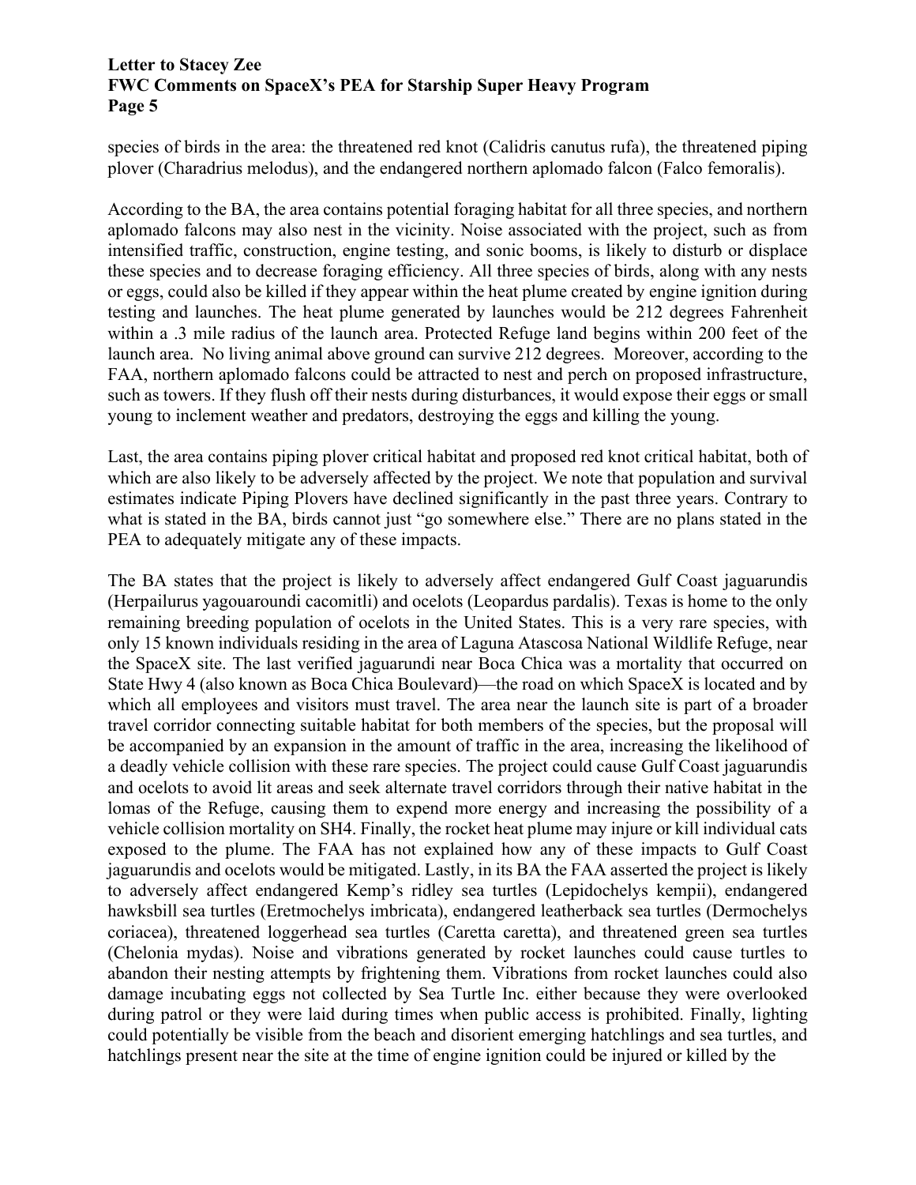species of birds in the area: the threatened red knot (Calidris canutus rufa), the threatened piping plover (Charadrius melodus), and the endangered northern aplomado falcon (Falco femoralis).

According to the BA, the area contains potential foraging habitat for all three species, and northern aplomado falcons may also nest in the vicinity. Noise associated with the project, such as from intensified traffic, construction, engine testing, and sonic booms, is likely to disturb or displace these species and to decrease foraging efficiency. All three species of birds, along with any nests or eggs, could also be killed if they appear within the heat plume created by engine ignition during testing and launches. The heat plume generated by launches would be 212 degrees Fahrenheit within a .3 mile radius of the launch area. Protected Refuge land begins within 200 feet of the launch area. No living animal above ground can survive 212 degrees. Moreover, according to the FAA, northern aplomado falcons could be attracted to nest and perch on proposed infrastructure, such as towers. If they flush off their nests during disturbances, it would expose their eggs or small young to inclement weather and predators, destroying the eggs and killing the young.

Last, the area contains piping plover critical habitat and proposed red knot critical habitat, both of which are also likely to be adversely affected by the project. We note that population and survival estimates indicate Piping Plovers have declined significantly in the past three years. Contrary to what is stated in the BA, birds cannot just "go somewhere else." There are no plans stated in the PEA to adequately mitigate any of these impacts.

The BA states that the project is likely to adversely affect endangered Gulf Coast jaguarundis (Herpailurus yagouaroundi cacomitli) and ocelots (Leopardus pardalis). Texas is home to the only remaining breeding population of ocelots in the United States. This is a very rare species, with only 15 known individuals residing in the area of Laguna Atascosa National Wildlife Refuge, near the SpaceX site. The last verified jaguarundi near Boca Chica was a mortality that occurred on State Hwy 4 (also known as Boca Chica Boulevard)—the road on which SpaceX is located and by which all employees and visitors must travel. The area near the launch site is part of a broader travel corridor connecting suitable habitat for both members of the species, but the proposal will be accompanied by an expansion in the amount of traffic in the area, increasing the likelihood of a deadly vehicle collision with these rare species. The project could cause Gulf Coast jaguarundis and ocelots to avoid lit areas and seek alternate travel corridors through their native habitat in the lomas of the Refuge, causing them to expend more energy and increasing the possibility of a vehicle collision mortality on SH4. Finally, the rocket heat plume may injure or kill individual cats exposed to the plume. The FAA has not explained how any of these impacts to Gulf Coast jaguarundis and ocelots would be mitigated. Lastly, in its BA the FAA asserted the project is likely to adversely affect endangered Kemp's ridley sea turtles (Lepidochelys kempii), endangered hawksbill sea turtles (Eretmochelys imbricata), endangered leatherback sea turtles (Dermochelys coriacea), threatened loggerhead sea turtles (Caretta caretta), and threatened green sea turtles (Chelonia mydas). Noise and vibrations generated by rocket launches could cause turtles to abandon their nesting attempts by frightening them. Vibrations from rocket launches could also damage incubating eggs not collected by Sea Turtle Inc. either because they were overlooked during patrol or they were laid during times when public access is prohibited. Finally, lighting could potentially be visible from the beach and disorient emerging hatchlings and sea turtles, and hatchlings present near the site at the time of engine ignition could be injured or killed by the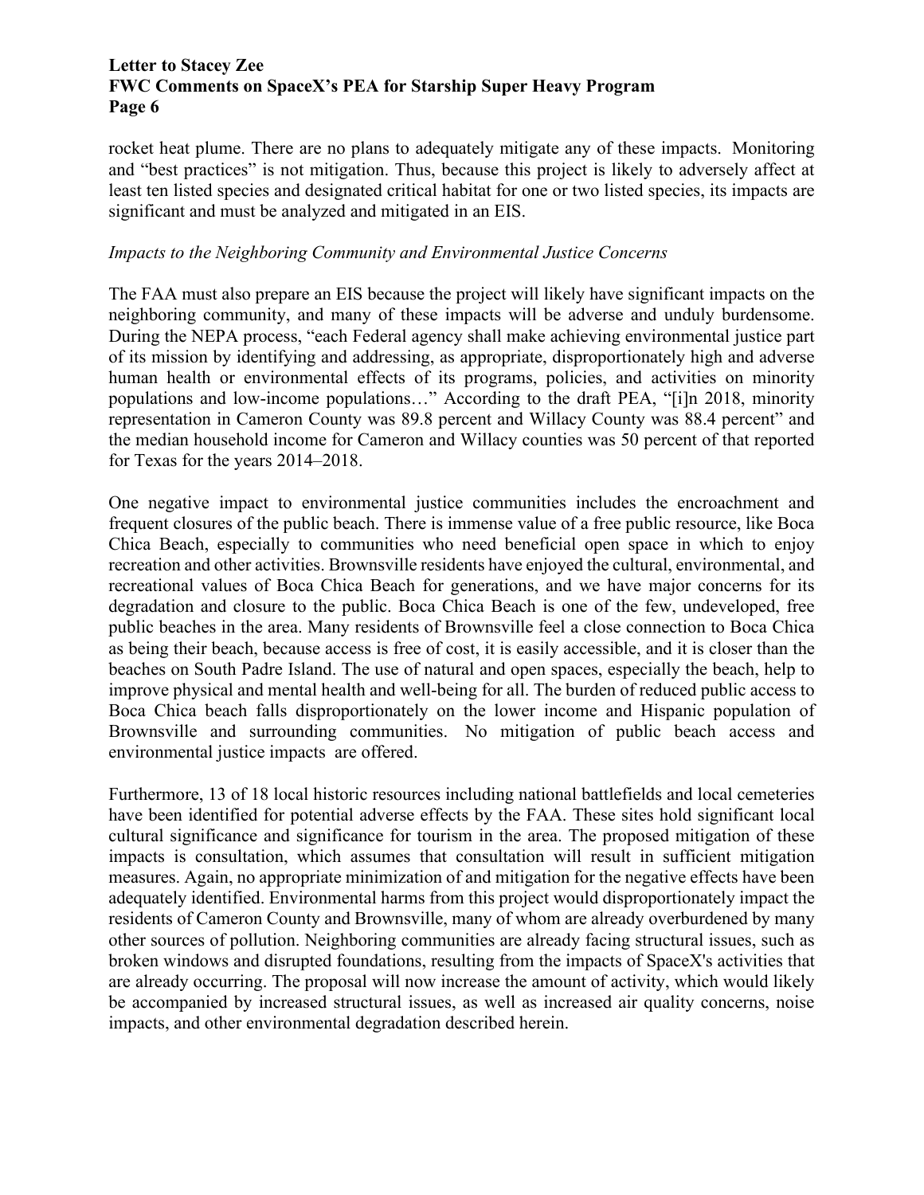rocket heat plume. There are no plans to adequately mitigate any of these impacts. Monitoring and "best practices" is not mitigation. Thus, because this project is likely to adversely affect at least ten listed species and designated critical habitat for one or two listed species, its impacts are significant and must be analyzed and mitigated in an EIS.

*Impacts to the Neighboring Community and Environmental Justice Concerns*

The FAA must also prepare an EIS because the project will likely have significant impacts on the neighboring community, and many of these impacts will be adverse and unduly burdensome. During the NEPA process, "each Federal agency shall make achieving environmental justice part of its mission by identifying and addressing, as appropriate, disproportionately high and adverse human health or environmental effects of its programs, policies, and activities on minority populations and low-income populations…" According to the draft PEA, "[i]n 2018, minority representation in Cameron County was 89.8 percent and Willacy County was 88.4 percent" and the median household income for Cameron and Willacy counties was 50 percent of that reported for Texas for the years 2014–2018.

One negative impact to environmental justice communities includes the encroachment and frequent closures of the public beach. There is immense value of a free public resource, like Boca Chica Beach, especially to communities who need beneficial open space in which to enjoy recreation and other activities. Brownsville residents have enjoyed the cultural, environmental, and recreational values of Boca Chica Beach for generations, and we have major concerns for its degradation and closure to the public. Boca Chica Beach is one of the few, undeveloped, free public beaches in the area. Many residents of Brownsville feel a close connection to Boca Chica as being their beach, because access is free of cost, it is easily accessible, and it is closer than the beaches on South Padre Island. The use of natural and open spaces, especially the beach, help to improve physical and mental health and well-being for all. The burden of reduced public access to Boca Chica beach falls disproportionately on the lower income and Hispanic population of Brownsville and surrounding communities. No mitigation of public beach access and environmental justice impacts are offered.

Furthermore, 13 of 18 local historic resources including national battlefields and local cemeteries have been identified for potential adverse effects by the FAA. These sites hold significant local cultural significance and significance for tourism in the area. The proposed mitigation of these impacts is consultation, which assumes that consultation will result in sufficient mitigation measures. Again, no appropriate minimization of and mitigation for the negative effects have been adequately identified. Environmental harms from this project would disproportionately impact the residents of Cameron County and Brownsville, many of whom are already overburdened by many other sources of pollution. Neighboring communities are already facing structural issues, such as broken windows and disrupted foundations, resulting from the impacts of SpaceX's activities that are already occurring. The proposal will now increase the amount of activity, which would likely be accompanied by increased structural issues, as well as increased air quality concerns, noise impacts, and other environmental degradation described herein.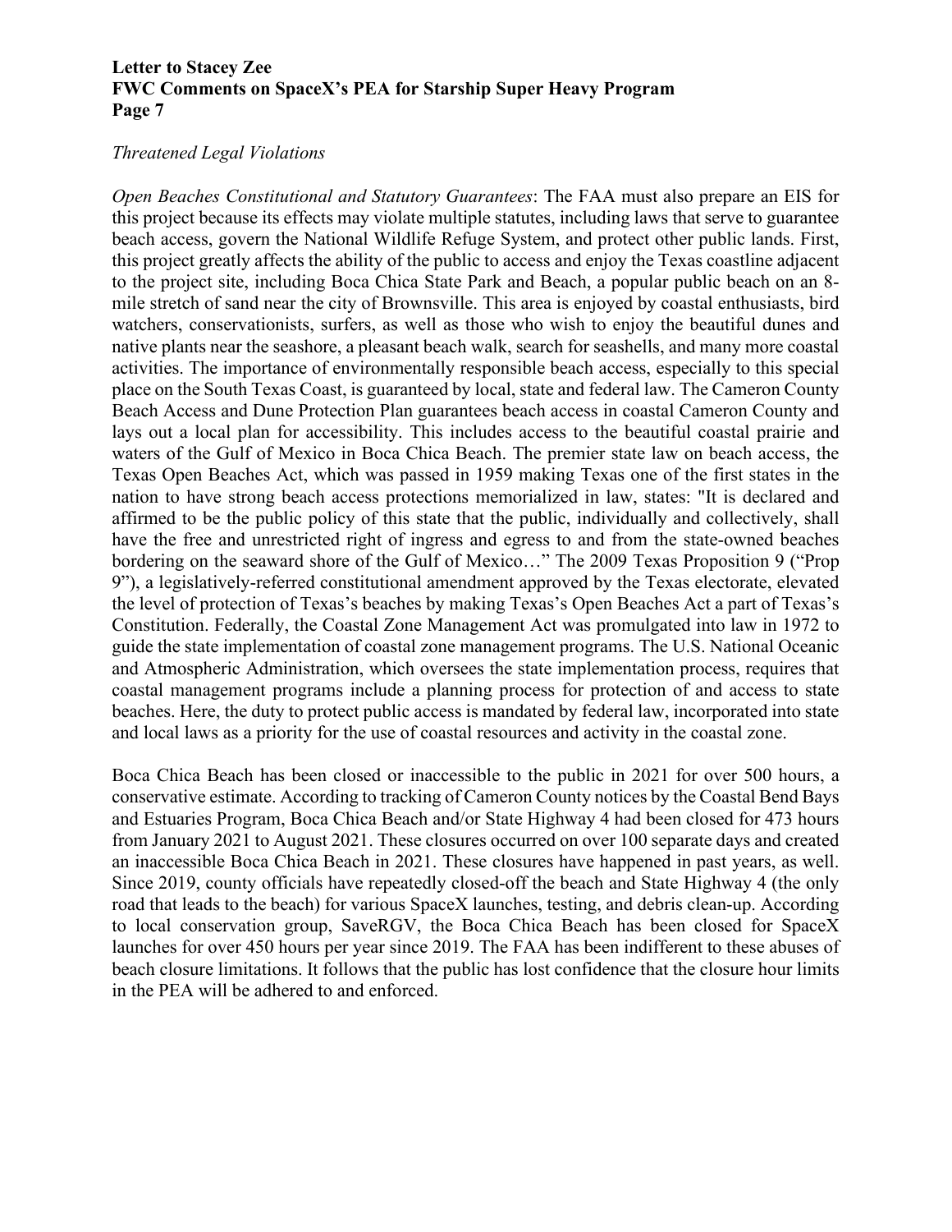*Threatened Legal Violations*

*Open Beaches Constitutional and Statutory Guarantees*: The FAA must also prepare an EIS for this project because its effects may violate multiple statutes, including laws that serve to guarantee beach access, govern the National Wildlife Refuge System, and protect other public lands. First, this project greatly affects the ability of the public to access and enjoy the Texas coastline adjacent to the project site, including Boca Chica State Park and Beach, a popular public beach on an 8-mile stretch of sand near the city of Brownsville. This area is enjoyed by coastal enthusiasts, bird watchers, conservationists, surfers, as well as those who wish to enjoy the beautiful dunes and native plants near the seashore, a pleasant beach walk, search for seashells, and many more coastal activities. The importance of environmentally responsible beach access, especially to this special place on the South Texas Coast, is guaranteed by local, state and federal law. The Cameron County Beach Access and Dune Protection Plan guarantees beach access in coastal Cameron County and lays out a local plan for accessibility. This includes access to the beautiful coastal prairie and waters of the Gulf of Mexico in Boca Chica Beach. The premier state law on beach access, the Texas Open Beaches Act, which was passed in 1959 making Texas one of the first states in the nation to have strong beach access protections memorialized in law, states: "It is declared and affirmed to be the public policy of this state that the public, individually and collectively, shall have the free and unrestricted right of ingress and egress to and from the state-owned beaches bordering on the seaward shore of the Gulf of Mexico…" The 2009 Texas Proposition 9 ("Prop 9"), a legislatively-referred constitutional amendment approved by the Texas electorate, elevated the level of protection of Texas's beaches by making Texas's Open Beaches Act a part of Texas's Constitution. Federally, the Coastal Zone Management Act was promulgated into law in 1972 to guide the state implementation of coastal zone management programs. The U.S. National Oceanic and Atmospheric Administration, which oversees the state implementation process, requires that coastal management programs include a planning process for protection of and access to state beaches. Here, the duty to protect public access is mandated by federal law, incorporated into state and local laws as a priority for the use of coastal resources and activity in the coastal zone.

Boca Chica Beach has been closed or inaccessible to the public in 2021 for over 500 hours, a conservative estimate. According to tracking of Cameron County notices by the Coastal Bend Bays and Estuaries Program, Boca Chica Beach and/or State Highway 4 had been closed for 473 hours from January 2021 to August 2021. These closures occurred on over 100 separate days and created an inaccessible Boca Chica Beach in 2021. These closures have happened in past years, as well. Since 2019, county officials have repeatedly closed-off the beach and State Highway 4 (the only road that leads to the beach) for various SpaceX launches, testing, and debris clean-up. According to local conservation group, SaveRGV, the Boca Chica Beach has been closed for SpaceX launches for over 450 hours per year since 2019. The FAA has been indifferent to these abuses of beach closure limitations. It follows that the public has lost confidence that the closure hour limits in the PEA will be adhered to and enforced.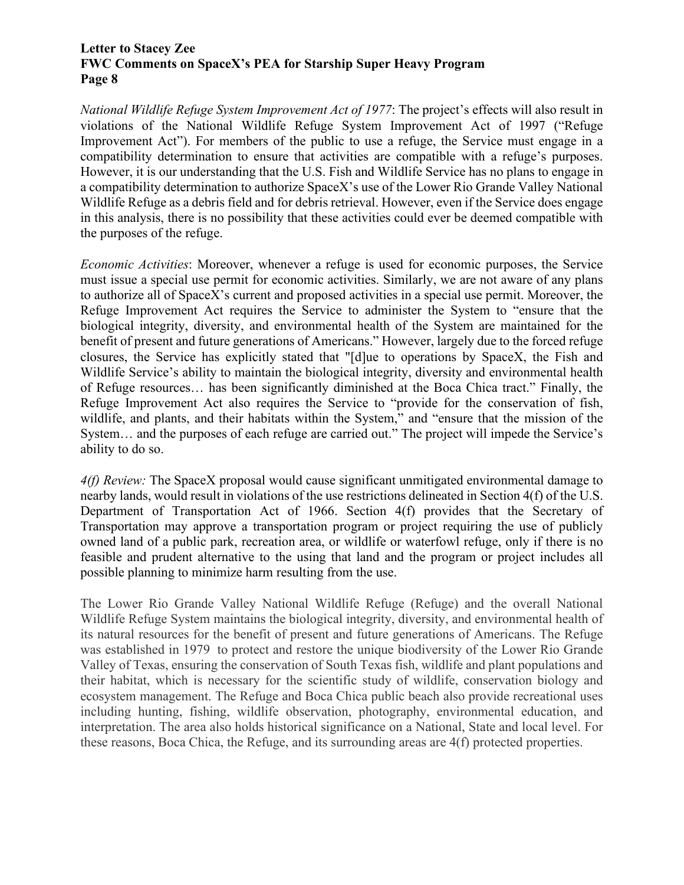*National Wildlife Refuge System Improvement Act of 1977*: The project's effects will also result in violations of the National Wildlife Refuge System Improvement Act of 1997 ("Refuge Improvement Act"). For members of the public to use a refuge, the Service must engage in a compatibility determination to ensure that activities are compatible with a refuge's purposes. However, it is our understanding that the U.S. Fish and Wildlife Service has no plans to engage in a compatibility determination to authorize SpaceX's use of the Lower Rio Grande Valley National Wildlife Refuge as a debris field and for debris retrieval. However, even if the Service does engage in this analysis, there is no possibility that these activities could ever be deemed compatible with the purposes of the refuge.

*Economic Activities*: Moreover, whenever a refuge is used for economic purposes, the Service must issue a special use permit for economic activities. Similarly, we are not aware of any plans to authorize all of SpaceX's current and proposed activities in a special use permit. Moreover, the Refuge Improvement Act requires the Service to administer the System to "ensure that the biological integrity, diversity, and environmental health of the System are maintained for the benefit of present and future generations of Americans." However, largely due to the forced refuge closures, the Service has explicitly stated that "[d]ue to operations by SpaceX, the Fish and Wildlife Service's ability to maintain the biological integrity, diversity and environmental health of Refuge resources… has been significantly diminished at the Boca Chica tract." Finally, the Refuge Improvement Act also requires the Service to "provide for the conservation of fish, wildlife, and plants, and their habitats within the System," and "ensure that the mission of the System… and the purposes of each refuge are carried out." The project will impede the Service's ability to do so.

*4(f) Review:* The SpaceX proposal would cause significant unmitigated environmental damage to nearby lands, would result in violations of the use restrictions delineated in Section 4(f) of the U.S. Department of Transportation Act of 1966. Section 4(f) provides that the Secretary of Transportation may approve a transportation program or project requiring the use of publicly owned land of a public park, recreation area, or wildlife or waterfowl refuge, only if there is no feasible and prudent alternative to the using that land and the program or project includes all possible planning to minimize harm resulting from the use.

The Lower Rio Grande Valley National Wildlife Refuge (Refuge) and the overall National Wildlife Refuge System maintains the biological integrity, diversity, and environmental health of its natural resources for the benefit of present and future generations of Americans. The Refuge was established in 1979 to protect and restore the unique biodiversity of the Lower Rio Grande Valley of Texas, ensuring the conservation of South Texas fish, wildlife and plant populations and their habitat, which is necessary for the scientific study of wildlife, conservation biology and ecosystem management. The Refuge and Boca Chica public beach also provide recreational uses including hunting, fishing, wildlife observation, photography, environmental education, and interpretation. The area also holds historical significance on a National, State and local level. For these reasons, Boca Chica, the Refuge, and its surrounding areas are 4(f) protected properties.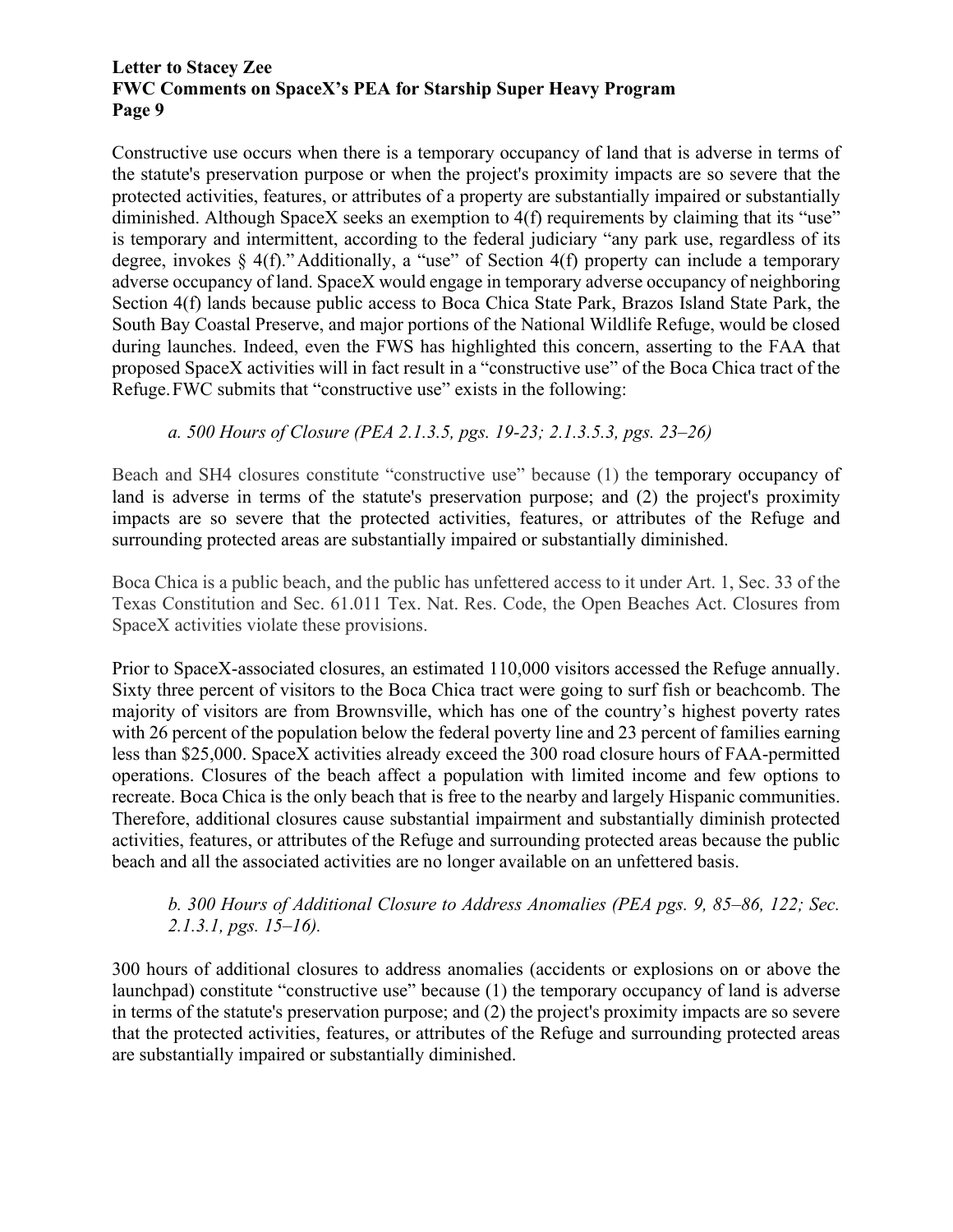Constructive use occurs when there is a temporary occupancy of land that is adverse in terms of the statute's preservation purpose or when the project's proximity impacts are so severe that the protected activities, features, or attributes of a property are substantially impaired or substantially diminished. Although SpaceX seeks an exemption to 4(f) requirements by claiming that its "use" is temporary and intermittent, according to the federal judiciary "any park use, regardless of its degree, invokes § 4(f)." Additionally, a "use" of Section 4(f) property can include a temporary adverse occupancy of land. SpaceX would engage in temporary adverse occupancy of neighboring Section 4(f) lands because public access to Boca Chica State Park, Brazos Island State Park, the South Bay Coastal Preserve, and major portions of the National Wildlife Refuge, would be closed during launches. Indeed, even the FWS has highlighted this concern, asserting to the FAA that proposed SpaceX activities will in fact result in a "constructive use" of the Boca Chica tract of the Refuge. FWC submits that "constructive use" exists in the following:

*a. 500 Hours of Closure (PEA 2.1.3.5, pgs. 19-23; 2.1.3.5.3, pgs. 23–26)*

Beach and SH4 closures constitute "constructive use" because (1) the temporary occupancy of land is adverse in terms of the statute's preservation purpose; and (2) the project's proximity impacts are so severe that the protected activities, features, or attributes of the Refuge and surrounding protected areas are substantially impaired or substantially diminished.

Boca Chica is a public beach, and the public has unfettered access to it under Art. 1, Sec. 33 of the Texas Constitution and Sec. 61.011 Tex. Nat. Res. Code, the Open Beaches Act. Closures from SpaceX activities violate these provisions.

Prior to SpaceX-associated closures, an estimated 110,000 visitors accessed the Refuge annually. Sixty three percent of visitors to the Boca Chica tract were going to surf fish or beachcomb. The majority of visitors are from Brownsville, which has one of the country's highest poverty rates with 26 percent of the population below the federal poverty line and 23 percent of families earning less than $25,000. SpaceX activities already exceed the 300 road closure hours of FAA-permitted operations. Closures of the beach affect a population with limited income and few options to recreate. Boca Chica is the only beach that is free to the nearby and largely Hispanic communities. Therefore, additional closures cause substantial impairment and substantially diminish protected activities, features, or attributes of the Refuge and surrounding protected areas because the public beach and all the associated activities are no longer available on an unfettered basis.

*b. 300 Hours of Additional Closure to Address Anomalies (PEA pgs. 9, 85–86, 122; Sec. 2.1.3.1, pgs. 15–16).*

300 hours of additional closures to address anomalies (accidents or explosions on or above the launchpad) constitute "constructive use" because (1) the temporary occupancy of land is adverse in terms of the statute's preservation purpose; and (2) the project's proximity impacts are so severe that the protected activities, features, or attributes of the Refuge and surrounding protected areas are substantially impaired or substantially diminished.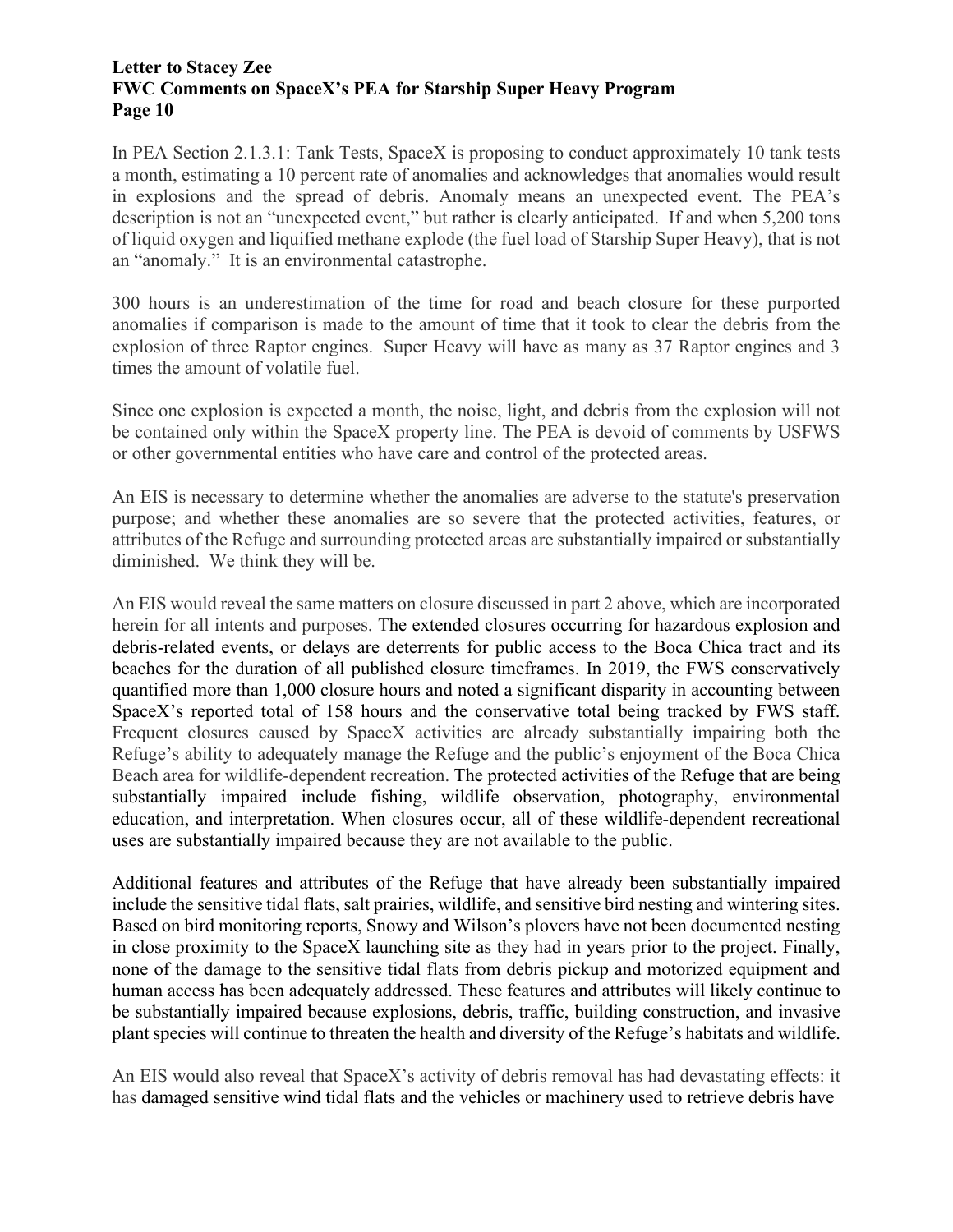In PEA Section 2.1.3.1: Tank Tests, SpaceX is proposing to conduct approximately 10 tank tests a month, estimating a 10 percent rate of anomalies and acknowledges that anomalies would result in explosions and the spread of debris. Anomaly means an unexpected event. The PEA's description is not an "unexpected event," but rather is clearly anticipated. If and when 5,200 tons of liquid oxygen and liquified methane explode (the fuel load of Starship Super Heavy), that is not an "anomaly." It is an environmental catastrophe.

300 hours is an underestimation of the time for road and beach closure for these purported anomalies if comparison is made to the amount of time that it took to clear the debris from the explosion of three Raptor engines. Super Heavy will have as many as 37 Raptor engines and 3 times the amount of volatile fuel.

Since one explosion is expected a month, the noise, light, and debris from the explosion will not be contained only within the SpaceX property line. The PEA is devoid of comments by USFWS or other governmental entities who have care and control of the protected areas.

An EIS is necessary to determine whether the anomalies are adverse to the statute's preservation purpose; and whether these anomalies are so severe that the protected activities, features, or attributes of the Refuge and surrounding protected areas are substantially impaired or substantially diminished. We think they will be.

An EIS would reveal the same matters on closure discussed in part 2 above, which are incorporated herein for all intents and purposes. The extended closures occurring for hazardous explosion and debris-related events, or delays are deterrents for public access to the Boca Chica tract and its beaches for the duration of all published closure timeframes. In 2019, the FWS conservatively quantified more than 1,000 closure hours and noted a significant disparity in accounting between SpaceX's reported total of 158 hours and the conservative total being tracked by FWS staff. Frequent closures caused by SpaceX activities are already substantially impairing both the Refuge's ability to adequately manage the Refuge and the public's enjoyment of the Boca Chica Beach area for wildlife-dependent recreation. The protected activities of the Refuge that are being substantially impaired include fishing, wildlife observation, photography, environmental education, and interpretation. When closures occur, all of these wildlife-dependent recreational uses are substantially impaired because they are not available to the public.

Additional features and attributes of the Refuge that have already been substantially impaired include the sensitive tidal flats, salt prairies, wildlife, and sensitive bird nesting and wintering sites. Based on bird monitoring reports, Snowy and Wilson's plovers have not been documented nesting in close proximity to the SpaceX launching site as they had in years prior to the project. Finally, none of the damage to the sensitive tidal flats from debris pickup and motorized equipment and human access has been adequately addressed. These features and attributes will likely continue to be substantially impaired because explosions, debris, traffic, building construction, and invasive plant species will continue to threaten the health and diversity of the Refuge's habitats and wildlife.

An EIS would also reveal that SpaceX's activity of debris removal has had devastating effects: it has damaged sensitive wind tidal flats and the vehicles or machinery used to retrieve debris have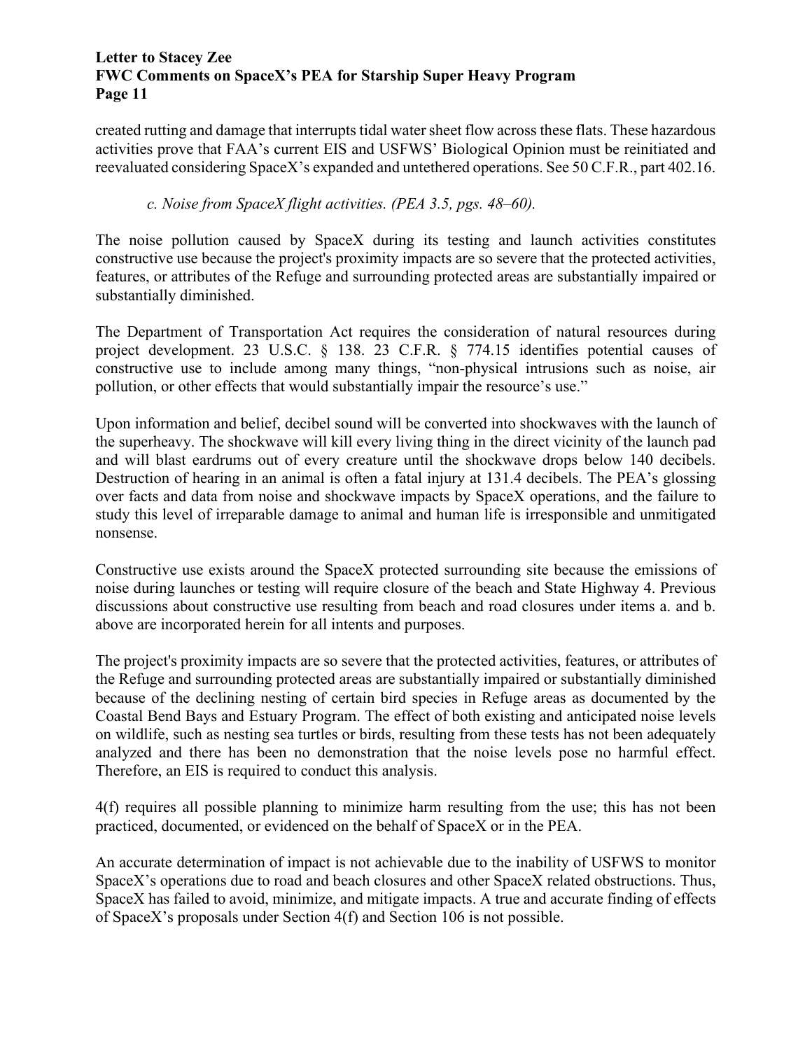created rutting and damage that interrupts tidal water sheet flow across these flats. These hazardous activities prove that FAA's current EIS and USFWS' Biological Opinion must be reinitiated and reevaluated considering SpaceX's expanded and untethered operations. See 50 C.F.R., part 402.16.

*c. Noise from SpaceX flight activities. (PEA 3.5, pgs. 48–60).*

The noise pollution caused by SpaceX during its testing and launch activities constitutes constructive use because the project's proximity impacts are so severe that the protected activities, features, or attributes of the Refuge and surrounding protected areas are substantially impaired or substantially diminished.

The Department of Transportation Act requires the consideration of natural resources during project development. 23 U.S.C. § 138. 23 C.F.R. § 774.15 identifies potential causes of constructive use to include among many things, "non-physical intrusions such as noise, air pollution, or other effects that would substantially impair the resource's use."

Upon information and belief, decibel sound will be converted into shockwaves with the launch of the superheavy. The shockwave will kill every living thing in the direct vicinity of the launch pad and will blast eardrums out of every creature until the shockwave drops below 140 decibels. Destruction of hearing in an animal is often a fatal injury at 131.4 decibels. The PEA's glossing over facts and data from noise and shockwave impacts by SpaceX operations, and the failure to study this level of irreparable damage to animal and human life is irresponsible and unmitigated nonsense.

Constructive use exists around the SpaceX protected surrounding site because the emissions of noise during launches or testing will require closure of the beach and State Highway 4. Previous discussions about constructive use resulting from beach and road closures under items a. and b. above are incorporated herein for all intents and purposes.

The project's proximity impacts are so severe that the protected activities, features, or attributes of the Refuge and surrounding protected areas are substantially impaired or substantially diminished because of the declining nesting of certain bird species in Refuge areas as documented by the Coastal Bend Bays and Estuary Program. The effect of both existing and anticipated noise levels on wildlife, such as nesting sea turtles or birds, resulting from these tests has not been adequately analyzed and there has been no demonstration that the noise levels pose no harmful effect. Therefore, an EIS is required to conduct this analysis.

4(f) requires all possible planning to minimize harm resulting from the use; this has not been practiced, documented, or evidenced on the behalf of SpaceX or in the PEA.

An accurate determination of impact is not achievable due to the inability of USFWS to monitor SpaceX's operations due to road and beach closures and other SpaceX related obstructions. Thus, SpaceX has failed to avoid, minimize, and mitigate impacts. A true and accurate finding of effects of SpaceX's proposals under Section 4(f) and Section 106 is not possible.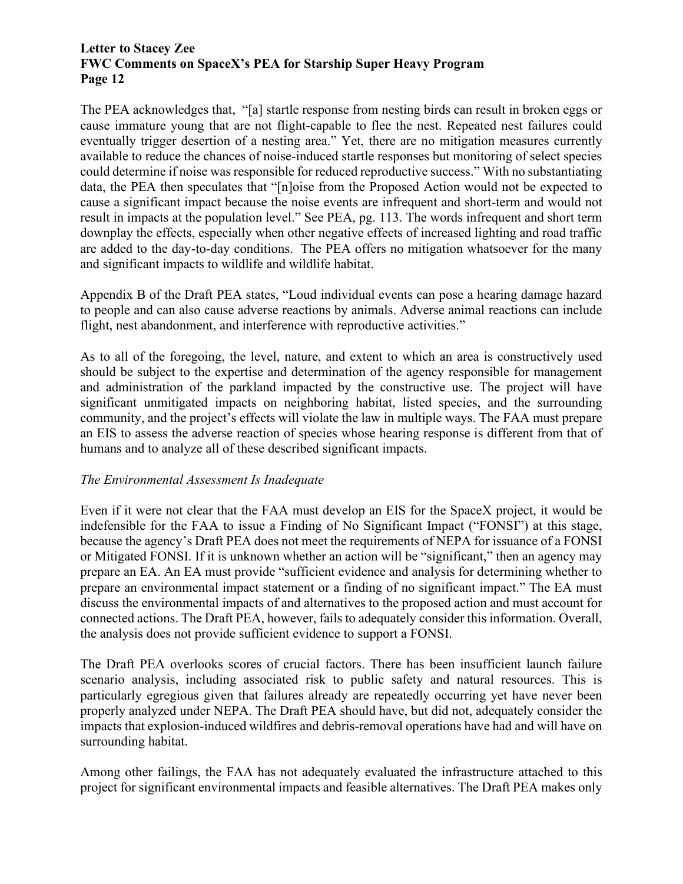The PEA acknowledges that, "[a] startle response from nesting birds can result in broken eggs or cause immature young that are not flight-capable to flee the nest. Repeated nest failures could eventually trigger desertion of a nesting area." Yet, there are no mitigation measures currently available to reduce the chances of noise-induced startle responses but monitoring of select species could determine if noise was responsible for reduced reproductive success." With no substantiating data, the PEA then speculates that "[n]oise from the Proposed Action would not be expected to cause a significant impact because the noise events are infrequent and short-term and would not result in impacts at the population level." See PEA, pg. 113. The words infrequent and short term downplay the effects, especially when other negative effects of increased lighting and road traffic are added to the day-to-day conditions. The PEA offers no mitigation whatsoever for the many and significant impacts to wildlife and wildlife habitat.

Appendix B of the Draft PEA states, "Loud individual events can pose a hearing damage hazard to people and can also cause adverse reactions by animals. Adverse animal reactions can include flight, nest abandonment, and interference with reproductive activities."

As to all of the foregoing, the level, nature, and extent to which an area is constructively used should be subject to the expertise and determination of the agency responsible for management and administration of the parkland impacted by the constructive use. The project will have significant unmitigated impacts on neighboring habitat, listed species, and the surrounding community, and the project's effects will violate the law in multiple ways. The FAA must prepare an EIS to assess the adverse reaction of species whose hearing response is different from that of humans and to analyze all of these described significant impacts.

*The Environmental Assessment Is Inadequate*

Even if it were not clear that the FAA must develop an EIS for the SpaceX project, it would be indefensible for the FAA to issue a Finding of No Significant Impact ("FONSI") at this stage, because the agency's Draft PEA does not meet the requirements of NEPA for issuance of a FONSI or Mitigated FONSI. If it is unknown whether an action will be "significant," then an agency may prepare an EA. An EA must provide "sufficient evidence and analysis for determining whether to prepare an environmental impact statement or a finding of no significant impact." The EA must discuss the environmental impacts of and alternatives to the proposed action and must account for connected actions. The Draft PEA, however, fails to adequately consider this information. Overall, the analysis does not provide sufficient evidence to support a FONSI.

The Draft PEA overlooks scores of crucial factors. There has been insufficient launch failure scenario analysis, including associated risk to public safety and natural resources. This is particularly egregious given that failures already are repeatedly occurring yet have never been properly analyzed under NEPA. The Draft PEA should have, but did not, adequately consider the impacts that explosion-induced wildfires and debris-removal operations have had and will have on surrounding habitat.

Among other failings, the FAA has not adequately evaluated the infrastructure attached to this project for significant environmental impacts and feasible alternatives. The Draft PEA makes only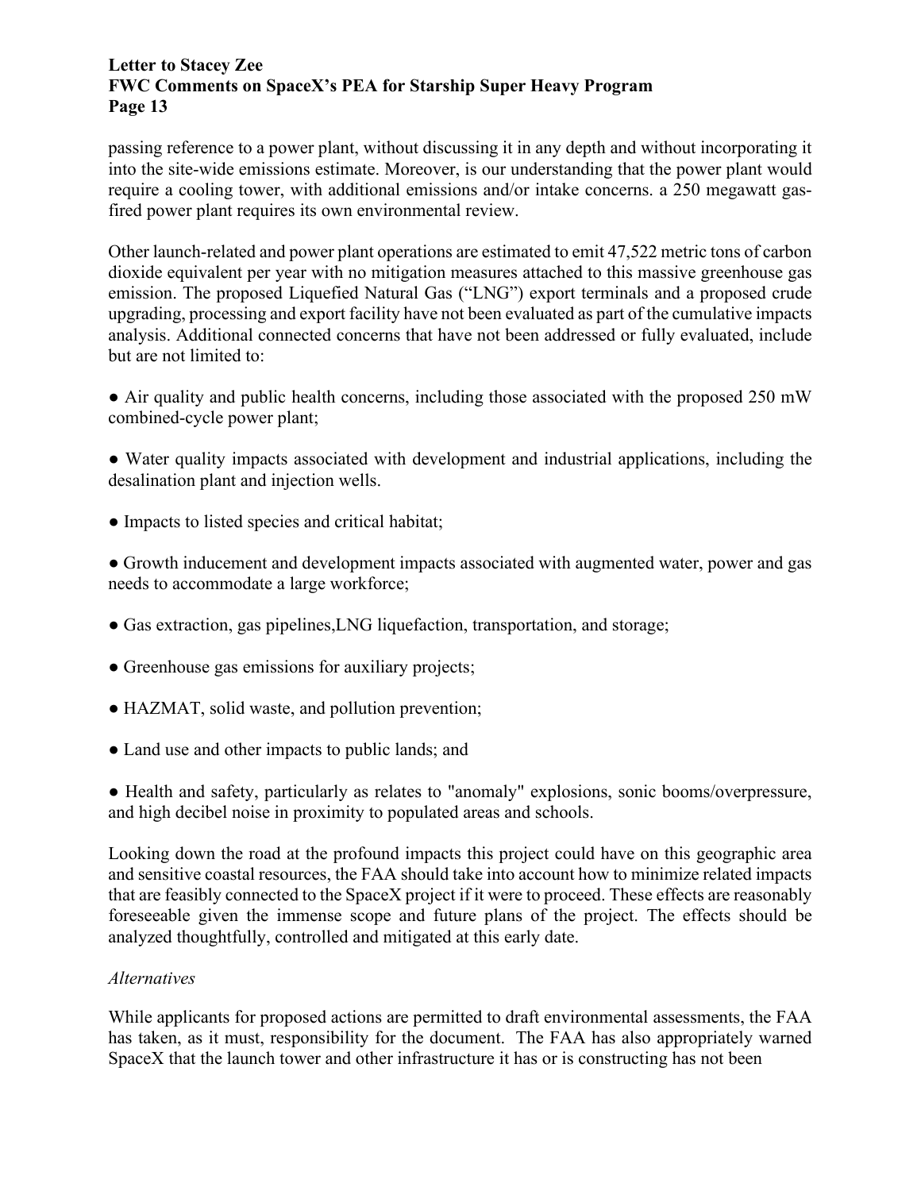passing reference to a power plant, without discussing it in any depth and without incorporating it into the site-wide emissions estimate. Moreover, is our understanding that the power plant would require a cooling tower, with additional emissions and/or intake concerns. a 250 megawatt gas-fired power plant requires its own environmental review.

Other launch-related and power plant operations are estimated to emit 47,522 metric tons of carbon dioxide equivalent per year with no mitigation measures attached to this massive greenhouse gas emission. The proposed Liquefied Natural Gas ("LNG") export terminals and a proposed crude upgrading, processing and export facility have not been evaluated as part of the cumulative impacts analysis. Additional connected concerns that have not been addressed or fully evaluated, include but are not limited to:

- Air quality and public health concerns, including those associated with the proposed 250 mW combined-cycle power plant;
- Water quality impacts associated with development and industrial applications, including the desalination plant and injection wells.
- Impacts to listed species and critical habitat;
- Growth inducement and development impacts associated with augmented water, power and gas needs to accommodate a large workforce;
- Gas extraction, gas pipelines,LNG liquefaction, transportation, and storage;
- Greenhouse gas emissions for auxiliary projects;
- HAZMAT, solid waste, and pollution prevention;
- Land use and other impacts to public lands; and
- Health and safety, particularly as relates to "anomaly" explosions, sonic booms/overpressure, and high decibel noise in proximity to populated areas and schools.

Looking down the road at the profound impacts this project could have on this geographic area and sensitive coastal resources, the FAA should take into account how to minimize related impacts that are feasibly connected to the SpaceX project if it were to proceed. These effects are reasonably foreseeable given the immense scope and future plans of the project. The effects should be analyzed thoughtfully, controlled and mitigated at this early date.

*Alternatives*

While applicants for proposed actions are permitted to draft environmental assessments, the FAA has taken, as it must, responsibility for the document. The FAA has also appropriately warned SpaceX that the launch tower and other infrastructure it has or is constructing has not been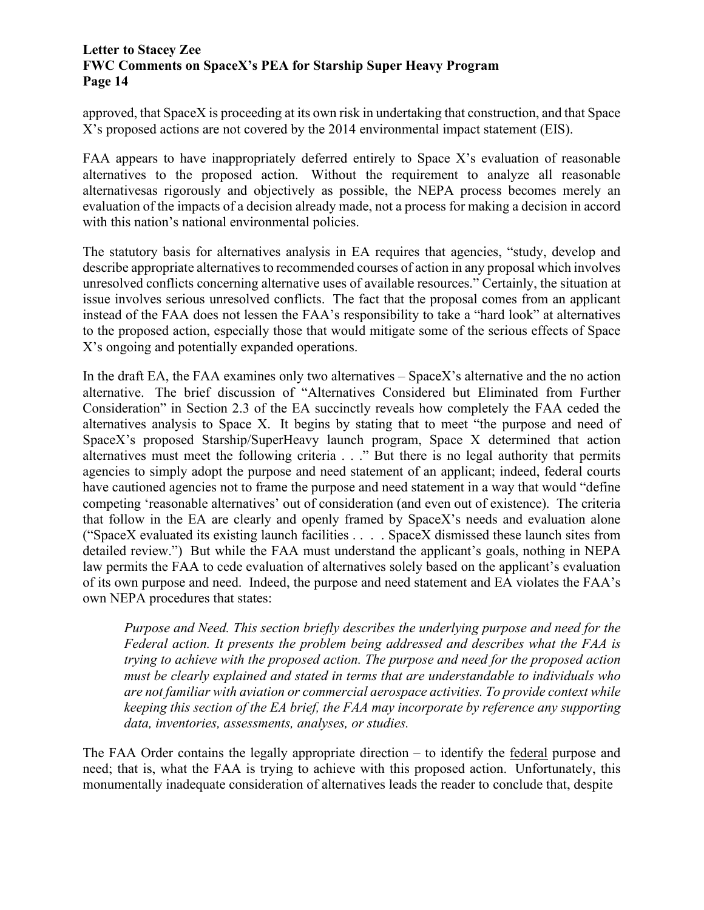approved, that SpaceX is proceeding at its own risk in undertaking that construction, and that Space X's proposed actions are not covered by the 2014 environmental impact statement (EIS).

FAA appears to have inappropriately deferred entirely to Space X's evaluation of reasonable alternatives to the proposed action. Without the requirement to analyze all reasonable alternativesas rigorously and objectively as possible, the NEPA process becomes merely an evaluation of the impacts of a decision already made, not a process for making a decision in accord with this nation's national environmental policies.

The statutory basis for alternatives analysis in EA requires that agencies, "study, develop and describe appropriate alternatives to recommended courses of action in any proposal which involves unresolved conflicts concerning alternative uses of available resources." Certainly, the situation at issue involves serious unresolved conflicts. The fact that the proposal comes from an applicant instead of the FAA does not lessen the FAA's responsibility to take a "hard look" at alternatives to the proposed action, especially those that would mitigate some of the serious effects of Space X's ongoing and potentially expanded operations.

In the draft EA, the FAA examines only two alternatives – SpaceX's alternative and the no action alternative. The brief discussion of "Alternatives Considered but Eliminated from Further Consideration" in Section 2.3 of the EA succinctly reveals how completely the FAA ceded the alternatives analysis to Space X. It begins by stating that to meet "the purpose and need of SpaceX's proposed Starship/SuperHeavy launch program, Space X determined that action alternatives must meet the following criteria . . ." But there is no legal authority that permits agencies to simply adopt the purpose and need statement of an applicant; indeed, federal courts have cautioned agencies not to frame the purpose and need statement in a way that would "define competing 'reasonable alternatives' out of consideration (and even out of existence). The criteria that follow in the EA are clearly and openly framed by SpaceX's needs and evaluation alone ("SpaceX evaluated its existing launch facilities . . . . SpaceX dismissed these launch sites from detailed review.") But while the FAA must understand the applicant's goals, nothing in NEPA law permits the FAA to cede evaluation of alternatives solely based on the applicant's evaluation of its own purpose and need. Indeed, the purpose and need statement and EA violates the FAA's own NEPA procedures that states:

> *Purpose and Need. This section briefly describes the underlying purpose and need for the Federal action. It presents the problem being addressed and describes what the FAA is trying to achieve with the proposed action. The purpose and need for the proposed action must be clearly explained and stated in terms that are understandable to individuals who are not familiar with aviation or commercial aerospace activities. To provide context while keeping this section of the EA brief, the FAA may incorporate by reference any supporting data, inventories, assessments, analyses, or studies.*

The FAA Order contains the legally appropriate direction – to identify the <u>federal</u> purpose and need; that is, what the FAA is trying to achieve with this proposed action. Unfortunately, this monumentally inadequate consideration of alternatives leads the reader to conclude that, despite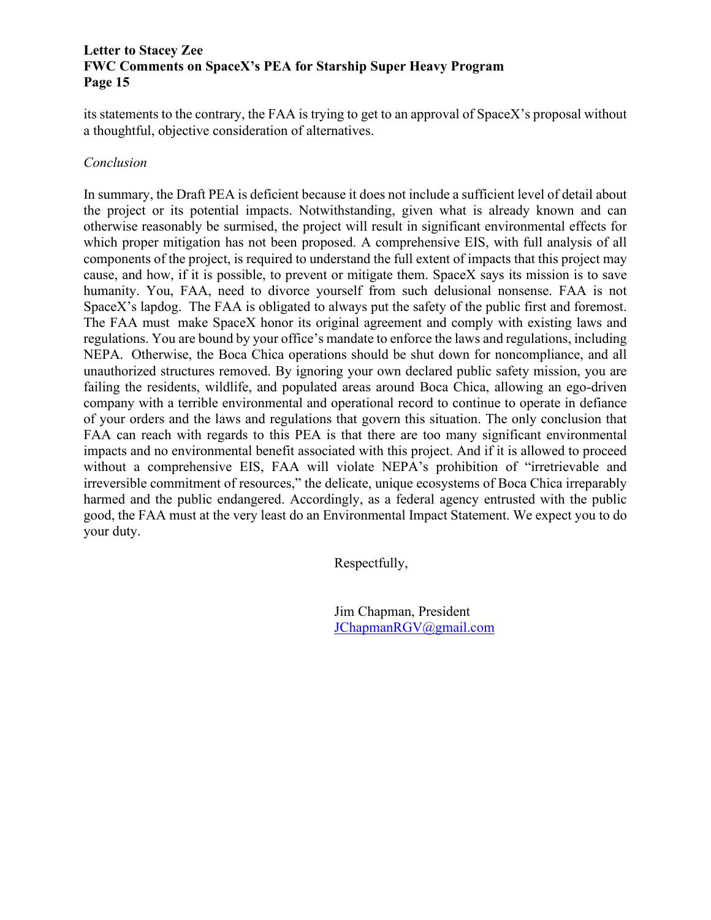its statements to the contrary, the FAA is trying to get to an approval of SpaceX's proposal without a thoughtful, objective consideration of alternatives.

*Conclusion*

In summary, the Draft PEA is deficient because it does not include a sufficient level of detail about the project or its potential impacts. Notwithstanding, given what is already known and can otherwise reasonably be surmised, the project will result in significant environmental effects for which proper mitigation has not been proposed. A comprehensive EIS, with full analysis of all components of the project, is required to understand the full extent of impacts that this project may cause, and how, if it is possible, to prevent or mitigate them. SpaceX says its mission is to save humanity. You, FAA, need to divorce yourself from such delusional nonsense. FAA is not SpaceX's lapdog. The FAA is obligated to always put the safety of the public first and foremost. The FAA must make SpaceX honor its original agreement and comply with existing laws and regulations. You are bound by your office's mandate to enforce the laws and regulations, including NEPA. Otherwise, the Boca Chica operations should be shut down for noncompliance, and all unauthorized structures removed. By ignoring your own declared public safety mission, you are failing the residents, wildlife, and populated areas around Boca Chica, allowing an ego-driven company with a terrible environmental and operational record to continue to operate in defiance of your orders and the laws and regulations that govern this situation. The only conclusion that FAA can reach with regards to this PEA is that there are too many significant environmental impacts and no environmental benefit associated with this project. And if it is allowed to proceed without a comprehensive EIS, FAA will violate NEPA's prohibition of "irretrievable and irreversible commitment of resources," the delicate, unique ecosystems of Boca Chica irreparably harmed and the public endangered. Accordingly, as a federal agency entrusted with the public good, the FAA must at the very least do an Environmental Impact Statement. We expect you to do your duty.

Respectfully,

Jim Chapman, President
JChapmanRGV@gmail.com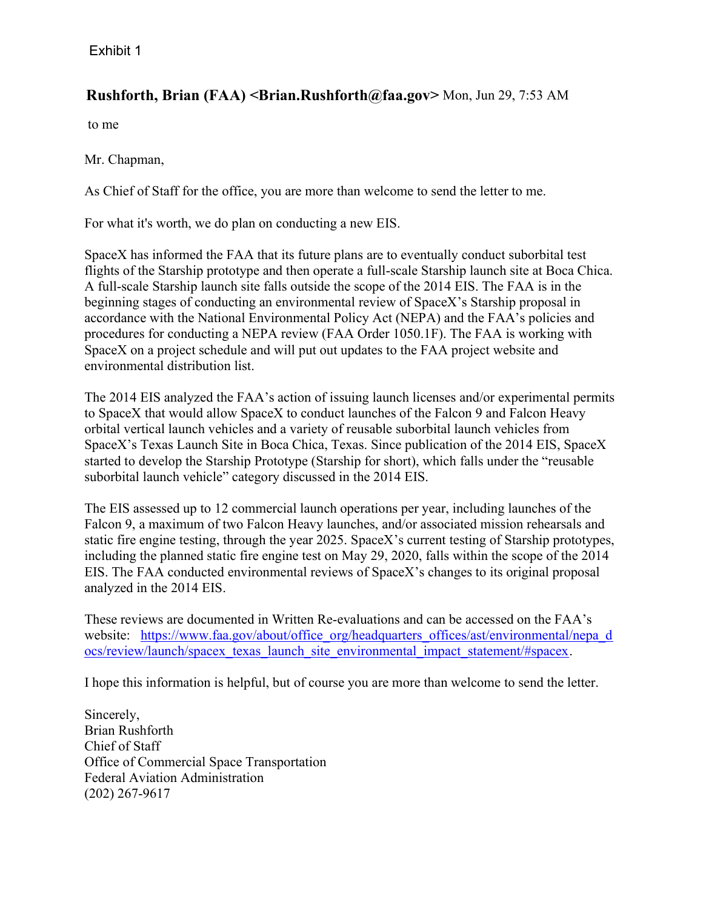Exhibit 1

**Rushforth, Brian (FAA) <Brian.Rushforth@faa.gov>** Mon, Jun 29, 7:53 AM

to me

Mr. Chapman,

As Chief of Staff for the office, you are more than welcome to send the letter to me.

For what it's worth, we do plan on conducting a new EIS.

SpaceX has informed the FAA that its future plans are to eventually conduct suborbital test flights of the Starship prototype and then operate a full-scale Starship launch site at Boca Chica. A full-scale Starship launch site falls outside the scope of the 2014 EIS. The FAA is in the beginning stages of conducting an environmental review of SpaceX's Starship proposal in accordance with the National Environmental Policy Act (NEPA) and the FAA's policies and procedures for conducting a NEPA review (FAA Order 1050.1F). The FAA is working with SpaceX on a project schedule and will put out updates to the FAA project website and environmental distribution list.

The 2014 EIS analyzed the FAA's action of issuing launch licenses and/or experimental permits to SpaceX that would allow SpaceX to conduct launches of the Falcon 9 and Falcon Heavy orbital vertical launch vehicles and a variety of reusable suborbital launch vehicles from SpaceX's Texas Launch Site in Boca Chica, Texas. Since publication of the 2014 EIS, SpaceX started to develop the Starship Prototype (Starship for short), which falls under the "reusable suborbital launch vehicle" category discussed in the 2014 EIS.

The EIS assessed up to 12 commercial launch operations per year, including launches of the Falcon 9, a maximum of two Falcon Heavy launches, and/or associated mission rehearsals and static fire engine testing, through the year 2025. SpaceX's current testing of Starship prototypes, including the planned static fire engine test on May 29, 2020, falls within the scope of the 2014 EIS. The FAA conducted environmental reviews of SpaceX's changes to its original proposal analyzed in the 2014 EIS.

These reviews are documented in Written Re-evaluations and can be accessed on the FAA's website: https://www.faa.gov/about/office_org/headquarters_offices/ast/environmental/nepa_docs/review/launch/spacex_texas_launch_site_environmental_impact_statement/#spacex.

I hope this information is helpful, but of course you are more than welcome to send the letter.

Sincerely,
Brian Rushforth
Chief of Staff
Office of Commercial Space Transportation
Federal Aviation Administration
(202) 267-9617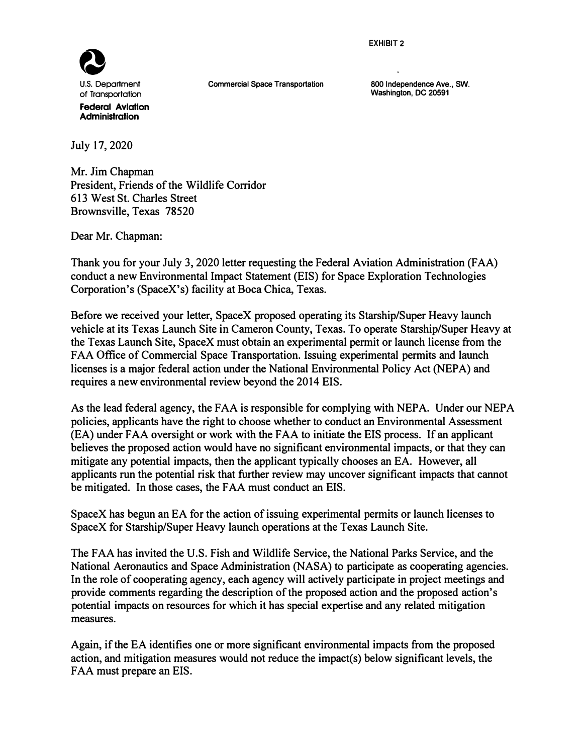EXHIBIT 2

U.S. Department of Transportation
**Federal Aviation Administration**

Commercial Space Transportation

800 Independence Ave., SW.
Washington, DC 20591

July 17, 2020

Mr. Jim Chapman
President, Friends of the Wildlife Corridor
613 West St. Charles Street
Brownsville, Texas 78520

Dear Mr. Chapman:

Thank you for your July 3, 2020 letter requesting the Federal Aviation Administration (FAA) conduct a new Environmental Impact Statement (EIS) for Space Exploration Technologies Corporation's (SpaceX's) facility at Boca Chica, Texas.

Before we received your letter, SpaceX proposed operating its Starship/Super Heavy launch vehicle at its Texas Launch Site in Cameron County, Texas. To operate Starship/Super Heavy at the Texas Launch Site, SpaceX must obtain an experimental permit or launch license from the FAA Office of Commercial Space Transportation. Issuing experimental permits and launch licenses is a major federal action under the National Environmental Policy Act (NEPA) and requires a new environmental review beyond the 2014 EIS.

As the lead federal agency, the FAA is responsible for complying with NEPA. Under our NEPA policies, applicants have the right to choose whether to conduct an Environmental Assessment (EA) under FAA oversight or work with the FAA to initiate the EIS process. If an applicant believes the proposed action would have no significant environmental impacts, or that they can mitigate any potential impacts, then the applicant typically chooses an EA. However, all applicants run the potential risk that further review may uncover significant impacts that cannot be mitigated. In those cases, the FAA must conduct an EIS.

SpaceX has begun an EA for the action of issuing experimental permits or launch licenses to SpaceX for Starship/Super Heavy launch operations at the Texas Launch Site.

The FAA has invited the U.S. Fish and Wildlife Service, the National Parks Service, and the National Aeronautics and Space Administration (NASA) to participate as cooperating agencies. In the role of cooperating agency, each agency will actively participate in project meetings and provide comments regarding the description of the proposed action and the proposed action's potential impacts on resources for which it has special expertise and any related mitigation measures.

Again, if the EA identifies one or more significant environmental impacts from the proposed action, and mitigation measures would not reduce the impact(s) below significant levels, the FAA must prepare an EIS.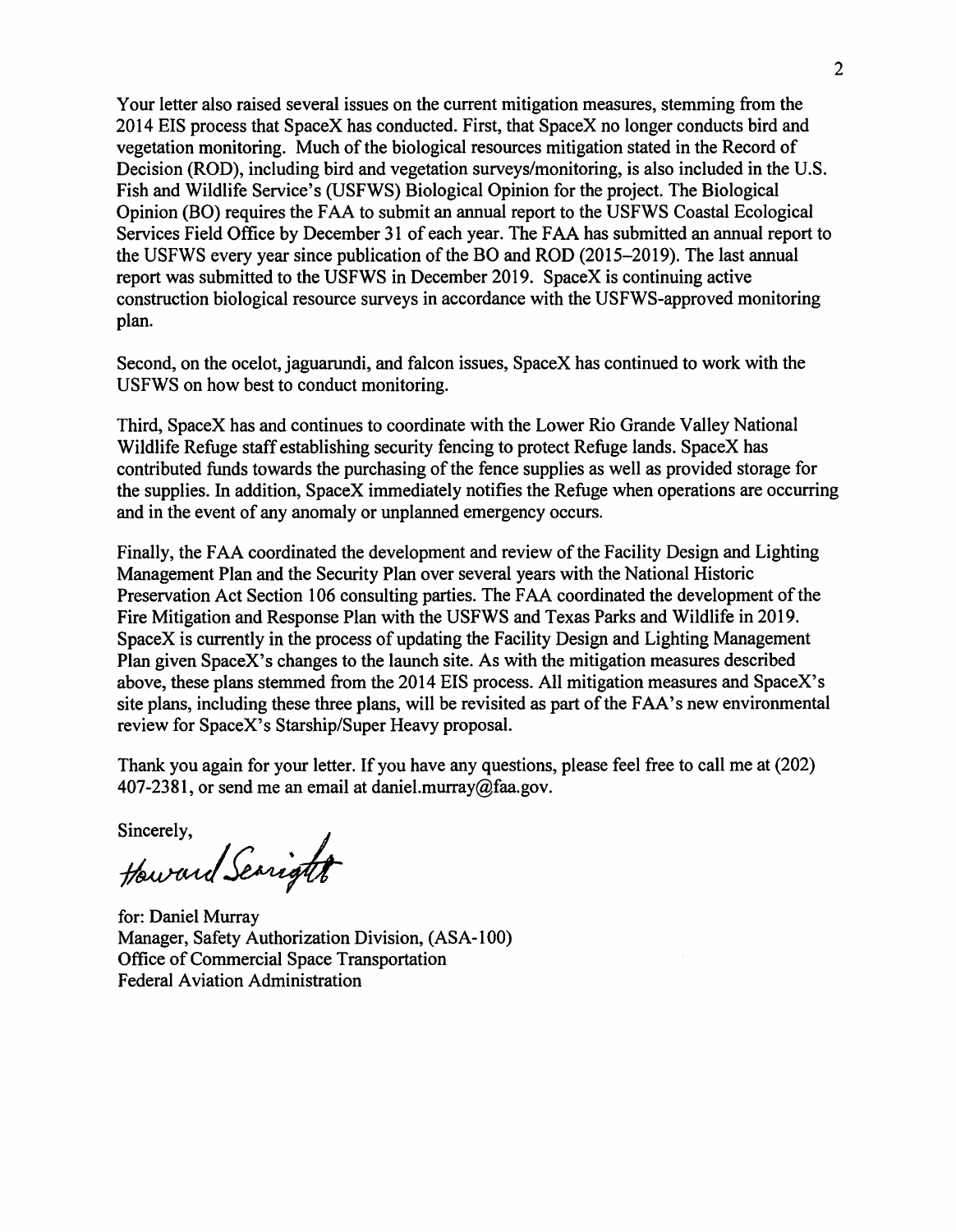Your letter also raised several issues on the current mitigation measures, stemming from the 2014 EIS process that SpaceX has conducted. First, that SpaceX no longer conducts bird and vegetation monitoring. Much of the biological resources mitigation stated in the Record of Decision (ROD), including bird and vegetation surveys/monitoring, is also included in the U.S. Fish and Wildlife Service's (USFWS) Biological Opinion for the project. The Biological Opinion (BO) requires the FAA to submit an annual report to the USFWS Coastal Ecological Services Field Office by December 31 of each year. The FAA has submitted an annual report to the USFWS every year since publication of the BO and ROD (2015–2019). The last annual report was submitted to the USFWS in December 2019. SpaceX is continuing active construction biological resource surveys in accordance with the USFWS-approved monitoring plan.

Second, on the ocelot, jaguarundi, and falcon issues, SpaceX has continued to work with the USFWS on how best to conduct monitoring.

Third, SpaceX has and continues to coordinate with the Lower Rio Grande Valley National Wildlife Refuge staff establishing security fencing to protect Refuge lands. SpaceX has contributed funds towards the purchasing of the fence supplies as well as provided storage for the supplies. In addition, SpaceX immediately notifies the Refuge when operations are occurring and in the event of any anomaly or unplanned emergency occurs.

Finally, the FAA coordinated the development and review of the Facility Design and Lighting Management Plan and the Security Plan over several years with the National Historic Preservation Act Section 106 consulting parties. The FAA coordinated the development of the Fire Mitigation and Response Plan with the USFWS and Texas Parks and Wildlife in 2019. SpaceX is currently in the process of updating the Facility Design and Lighting Management Plan given SpaceX's changes to the launch site. As with the mitigation measures described above, these plans stemmed from the 2014 EIS process. All mitigation measures and SpaceX's site plans, including these three plans, will be revisited as part of the FAA's new environmental review for SpaceX's Starship/Super Heavy proposal.

Thank you again for your letter. If you have any questions, please feel free to call me at (202) 407-2381, or send me an email at daniel.murray@faa.gov.

Sincerely,

Howard Searight

for: Daniel Murray
Manager, Safety Authorization Division, (ASA-100)
Office of Commercial Space Transportation
Federal Aviation Administration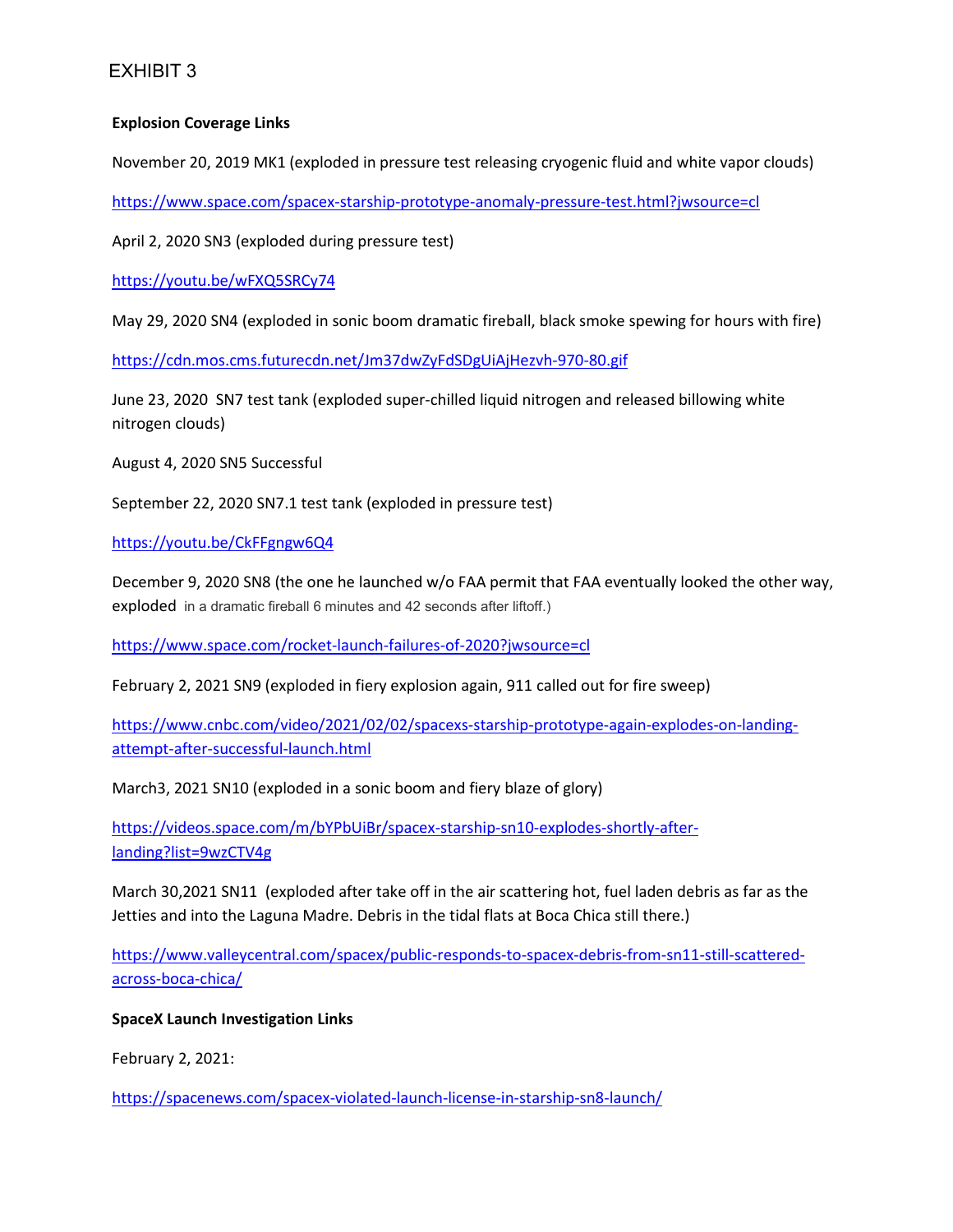EXHIBIT 3

**Explosion Coverage Links**

November 20, 2019 MK1 (exploded in pressure test releasing cryogenic fluid and white vapor clouds)

https://www.space.com/spacex-starship-prototype-anomaly-pressure-test.html?jwsource=cl

April 2, 2020 SN3 (exploded during pressure test)

https://youtu.be/wFXQ5SRCy74

May 29, 2020 SN4 (exploded in sonic boom dramatic fireball, black smoke spewing for hours with fire)

https://cdn.mos.cms.futurecdn.net/Jm37dwZyFdSDgUiAjHezvh-970-80.gif

June 23, 2020 SN7 test tank (exploded super-chilled liquid nitrogen and released billowing white nitrogen clouds)

August 4, 2020 SN5 Successful

September 22, 2020 SN7.1 test tank (exploded in pressure test)

https://youtu.be/CkFFgngw6Q4

December 9, 2020 SN8 (the one he launched w/o FAA permit that FAA eventually looked the other way, exploded in a dramatic fireball 6 minutes and 42 seconds after liftoff.)

https://www.space.com/rocket-launch-failures-of-2020?jwsource=cl

February 2, 2021 SN9 (exploded in fiery explosion again, 911 called out for fire sweep)

https://www.cnbc.com/video/2021/02/02/spacexs-starship-prototype-again-explodes-on-landing-attempt-after-successful-launch.html

March3, 2021 SN10 (exploded in a sonic boom and fiery blaze of glory)

https://videos.space.com/m/bYPbUiBr/spacex-starship-sn10-explodes-shortly-after-landing?list=9wzCTV4g

March 30,2021 SN11 (exploded after take off in the air scattering hot, fuel laden debris as far as the Jetties and into the Laguna Madre. Debris in the tidal flats at Boca Chica still there.)

https://www.valleycentral.com/spacex/public-responds-to-spacex-debris-from-sn11-still-scattered-across-boca-chica/

**SpaceX Launch Investigation Links**

February 2, 2021:

https://spacenews.com/spacex-violated-launch-license-in-starship-sn8-launch/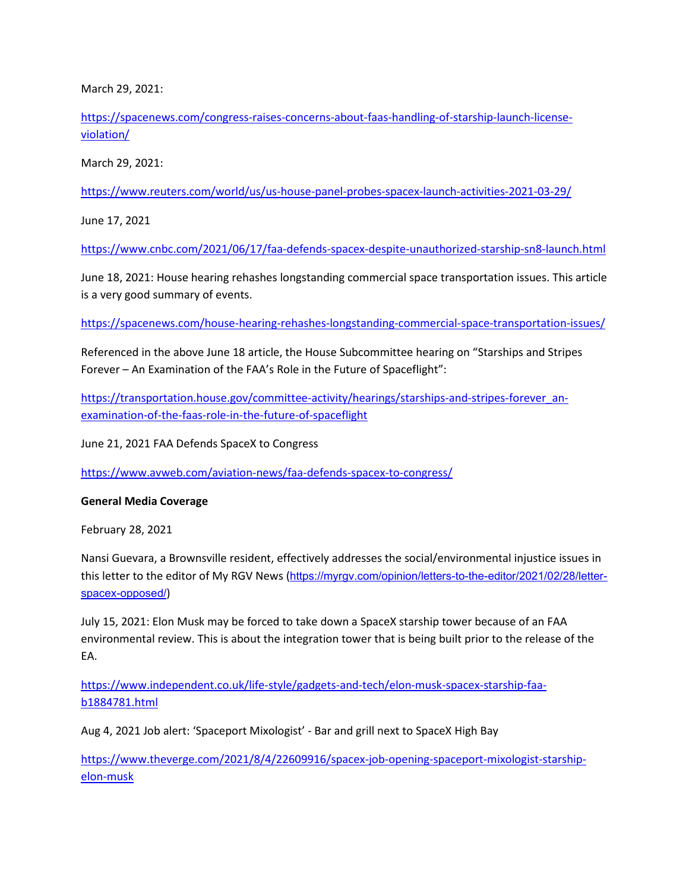March 29, 2021:

https://spacenews.com/congress-raises-concerns-about-faas-handling-of-starship-launch-license-violation/

March 29, 2021:

https://www.reuters.com/world/us/us-house-panel-probes-spacex-launch-activities-2021-03-29/

June 17, 2021

https://www.cnbc.com/2021/06/17/faa-defends-spacex-despite-unauthorized-starship-sn8-launch.html

June 18, 2021: House hearing rehashes longstanding commercial space transportation issues. This article is a very good summary of events.

https://spacenews.com/house-hearing-rehashes-longstanding-commercial-space-transportation-issues/

Referenced in the above June 18 article, the House Subcommittee hearing on "Starships and Stripes Forever – An Examination of the FAA's Role in the Future of Spaceflight":

https://transportation.house.gov/committee-activity/hearings/starships-and-stripes-forever_an-examination-of-the-faas-role-in-the-future-of-spaceflight

June 21, 2021 FAA Defends SpaceX to Congress

https://www.avweb.com/aviation-news/faa-defends-spacex-to-congress/

**General Media Coverage**

February 28, 2021

Nansi Guevara, a Brownsville resident, effectively addresses the social/environmental injustice issues in this letter to the editor of My RGV News (https://myrgv.com/opinion/letters-to-the-editor/2021/02/28/letter-spacex-opposed/)

July 15, 2021: Elon Musk may be forced to take down a SpaceX starship tower because of an FAA environmental review. This is about the integration tower that is being built prior to the release of the EA.

https://www.independent.co.uk/life-style/gadgets-and-tech/elon-musk-spacex-starship-faa-b1884781.html

Aug 4, 2021 Job alert: 'Spaceport Mixologist' - Bar and grill next to SpaceX High Bay

https://www.theverge.com/2021/8/4/22609916/spacex-job-opening-spaceport-mixologist-starship-elon-musk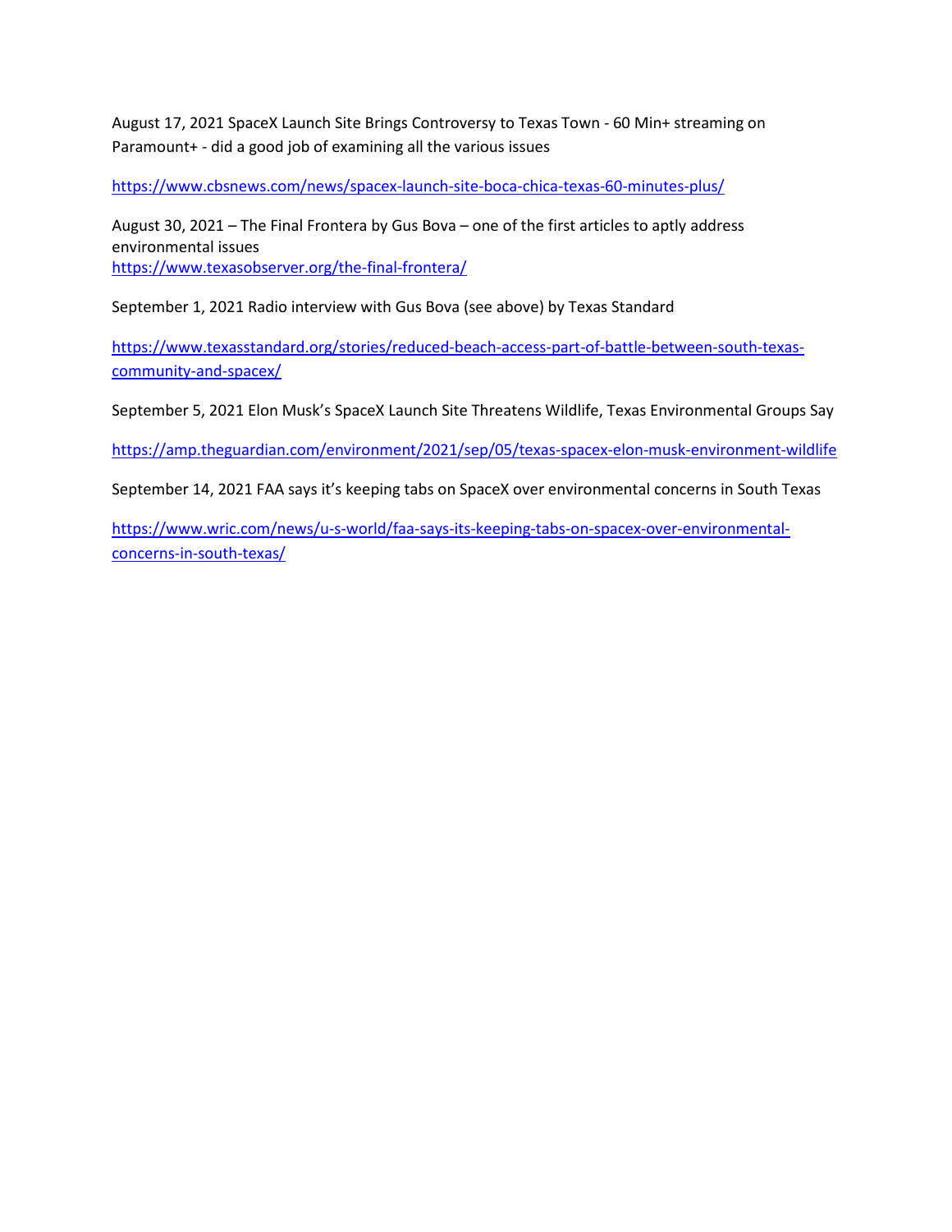August 17, 2021 SpaceX Launch Site Brings Controversy to Texas Town - 60 Min+ streaming on Paramount+ - did a good job of examining all the various issues

https://www.cbsnews.com/news/spacex-launch-site-boca-chica-texas-60-minutes-plus/

August 30, 2021 – The Final Frontera by Gus Bova – one of the first articles to aptly address environmental issues
https://www.texasobserver.org/the-final-frontera/

September 1, 2021 Radio interview with Gus Bova (see above) by Texas Standard

https://www.texasstandard.org/stories/reduced-beach-access-part-of-battle-between-south-texas-community-and-spacex/

September 5, 2021 Elon Musk's SpaceX Launch Site Threatens Wildlife, Texas Environmental Groups Say

https://amp.theguardian.com/environment/2021/sep/05/texas-spacex-elon-musk-environment-wildlife

September 14, 2021 FAA says it's keeping tabs on SpaceX over environmental concerns in South Texas

https://www.wric.com/news/u-s-world/faa-says-its-keeping-tabs-on-spacex-over-environmental-concerns-in-south-texas/